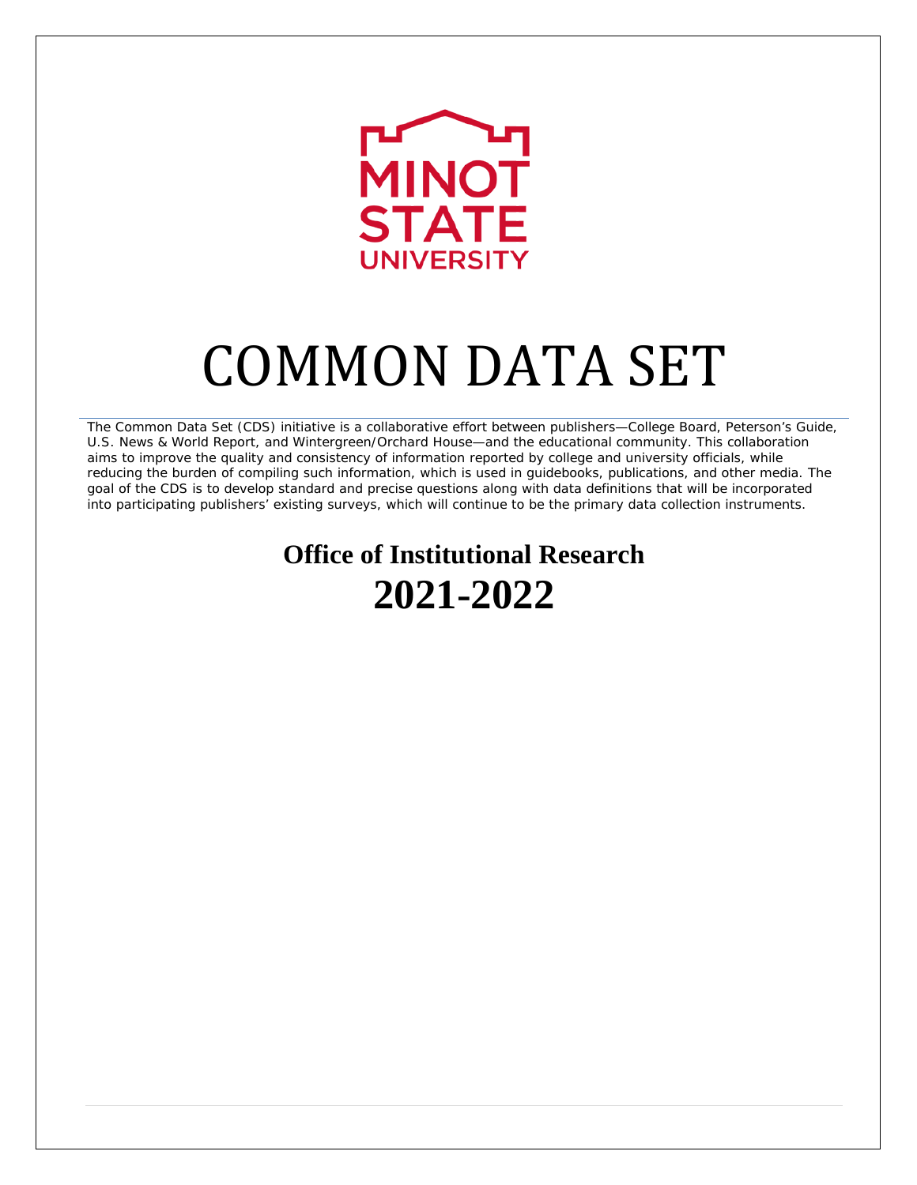MINOT STATE UNIVERSITY

# COMMON DATA SET

The Common Data Set (CDS) initiative is a collaborative effort between publishers—College Board, Peterson's Guide, U.S. News & World Report, and Wintergreen/Orchard House—and the educational community. This collaboration aims to improve the quality and consistency of information reported by college and university officials, while reducing the burden of compiling such information, which is used in guidebooks, publications, and other media. The goal of the CDS is to develop standard and precise questions along with data definitions that will be incorporated into participating publishers' existing surveys, which will continue to be the primary data collection instruments.

## Office of Institutional Research

## 2021-2022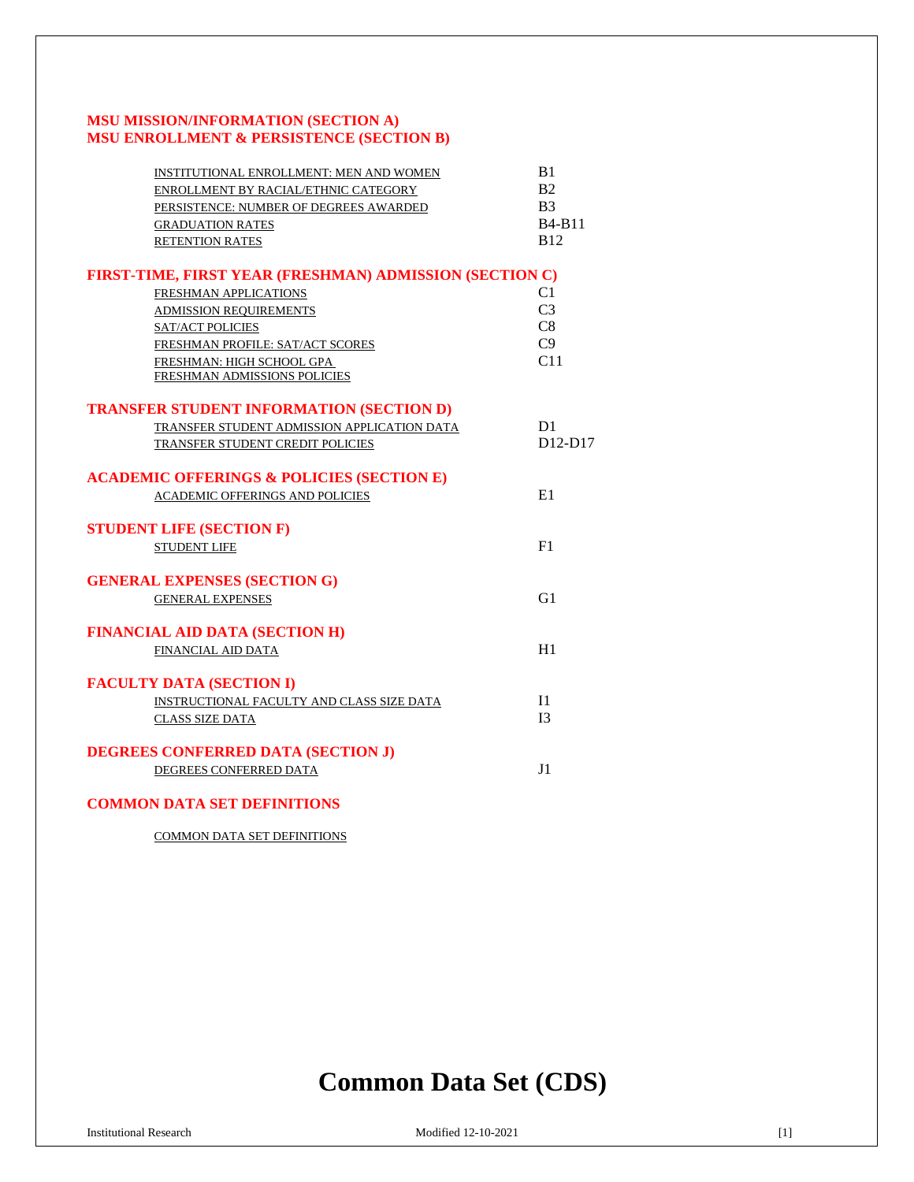## MSU MISSION/INFORMATION (SECTION A)
## MSU ENROLLMENT & PERSISTENCE (SECTION B)

| | |
|---|---|
| INSTITUTIONAL ENROLLMENT: MEN AND WOMEN | B1 |
| ENROLLMENT BY RACIAL/ETHNIC CATEGORY | B2 |
| PERSISTENCE: NUMBER OF DEGREES AWARDED | B3 |
| GRADUATION RATES | B4-B11 |
| RETENTION RATES | B12 |

## FIRST-TIME, FIRST YEAR (FRESHMAN) ADMISSION (SECTION C)

| | |
|---|---|
| FRESHMAN APPLICATIONS | C1 |
| ADMISSION REQUIREMENTS | C3 |
| SAT/ACT POLICIES | C8 |
| FRESHMAN PROFILE: SAT/ACT SCORES | C9 |
| FRESHMAN: HIGH SCHOOL GPA | C11 |
| FRESHMAN ADMISSIONS POLICIES | |

## TRANSFER STUDENT INFORMATION (SECTION D)

| | |
|---|---|
| TRANSFER STUDENT ADMISSION APPLICATION DATA | D1 |
| TRANSFER STUDENT CREDIT POLICIES | D12-D17 |

## ACADEMIC OFFERINGS & POLICIES (SECTION E)

| | |
|---|---|
| ACADEMIC OFFERINGS AND POLICIES | E1 |

## STUDENT LIFE (SECTION F)

| | |
|---|---|
| STUDENT LIFE | F1 |

## GENERAL EXPENSES (SECTION G)

| | |
|---|---|
| GENERAL EXPENSES | G1 |

## FINANCIAL AID DATA (SECTION H)

| | |
|---|---|
| FINANCIAL AID DATA | H1 |

## FACULTY DATA (SECTION I)

| | |
|---|---|
| INSTRUCTIONAL FACULTY AND CLASS SIZE DATA | I1 |
| CLASS SIZE DATA | I3 |

## DEGREES CONFERRED DATA (SECTION J)

| | |
|---|---|
| DEGREES CONFERRED DATA | J1 |

## COMMON DATA SET DEFINITIONS

COMMON DATA SET DEFINITIONS

# Common Data Set (CDS)

Institutional Research — Modified 12-10-2021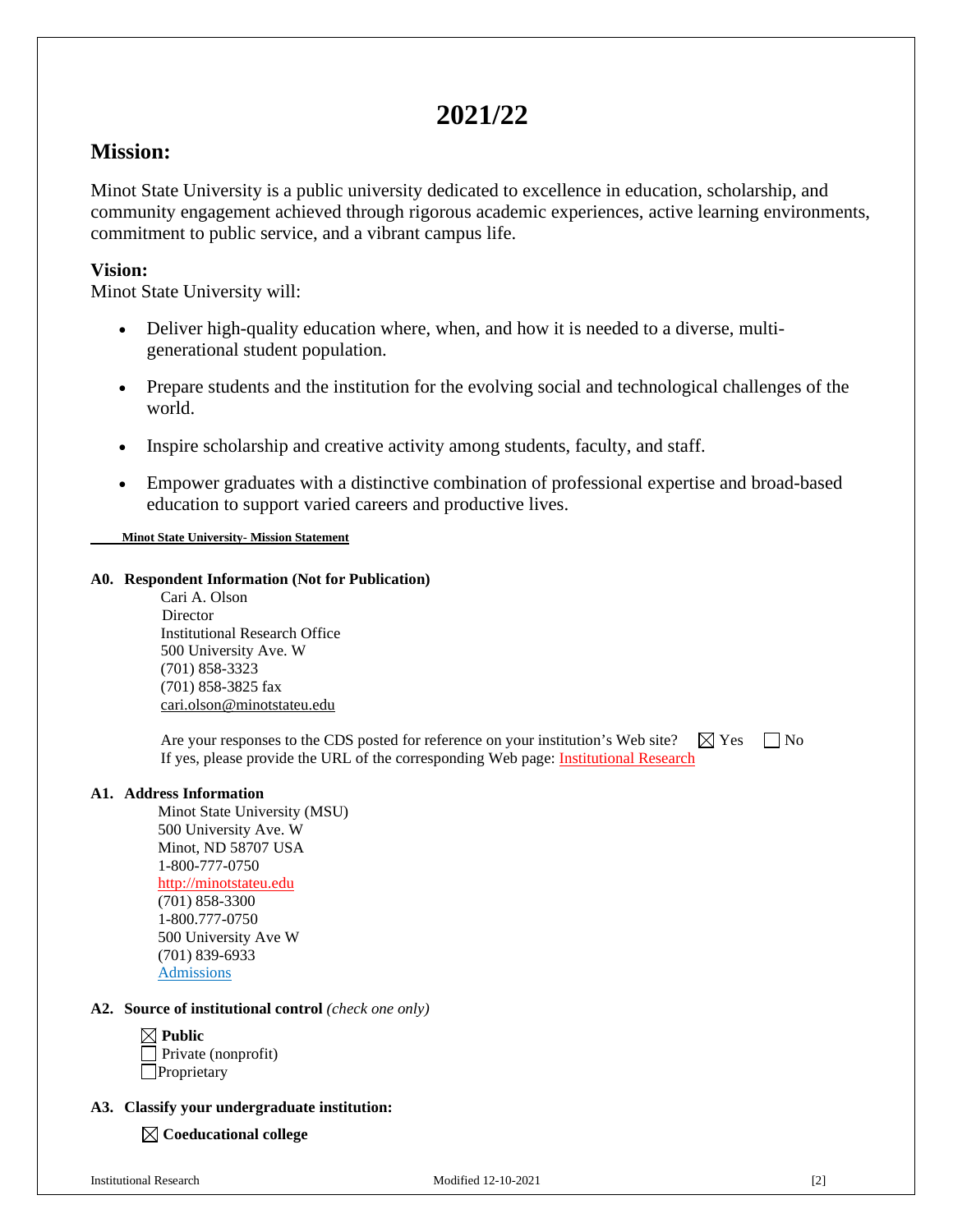# 2021/22

## Mission:

Minot State University is a public university dedicated to excellence in education, scholarship, and community engagement achieved through rigorous academic experiences, active learning environments, commitment to public service, and a vibrant campus life.

### Vision:

Minot State University will:

- Deliver high-quality education where, when, and how it is needed to a diverse, multi-generational student population.
- Prepare students and the institution for the evolving social and technological challenges of the world.
- Inspire scholarship and creative activity among students, faculty, and staff.
- Empower graduates with a distinctive combination of professional expertise and broad-based education to support varied careers and productive lives.

**Minot State University- Mission Statement**

**A0. Respondent Information (Not for Publication)**

Cari A. Olson
Director
Institutional Research Office
500 University Ave. W
(701) 858-3323
(701) 858-3825 fax
cari.olson@minotstateu.edu

Are your responses to the CDS posted for reference on your institution's Web site? ☒ Yes ☐ No
If yes, please provide the URL of the corresponding Web page: Institutional Research

**A1. Address Information**

Minot State University (MSU)
500 University Ave. W
Minot, ND 58707 USA
1-800-777-0750
http://minotstateu.edu
(701) 858-3300
1-800.777-0750
500 University Ave W
(701) 839-6933
Admissions

**A2. Source of institutional control** *(check one only)*

☒ **Public**
☐ Private (nonprofit)
☐ Proprietary

**A3. Classify your undergraduate institution:**

☒ **Coeducational college**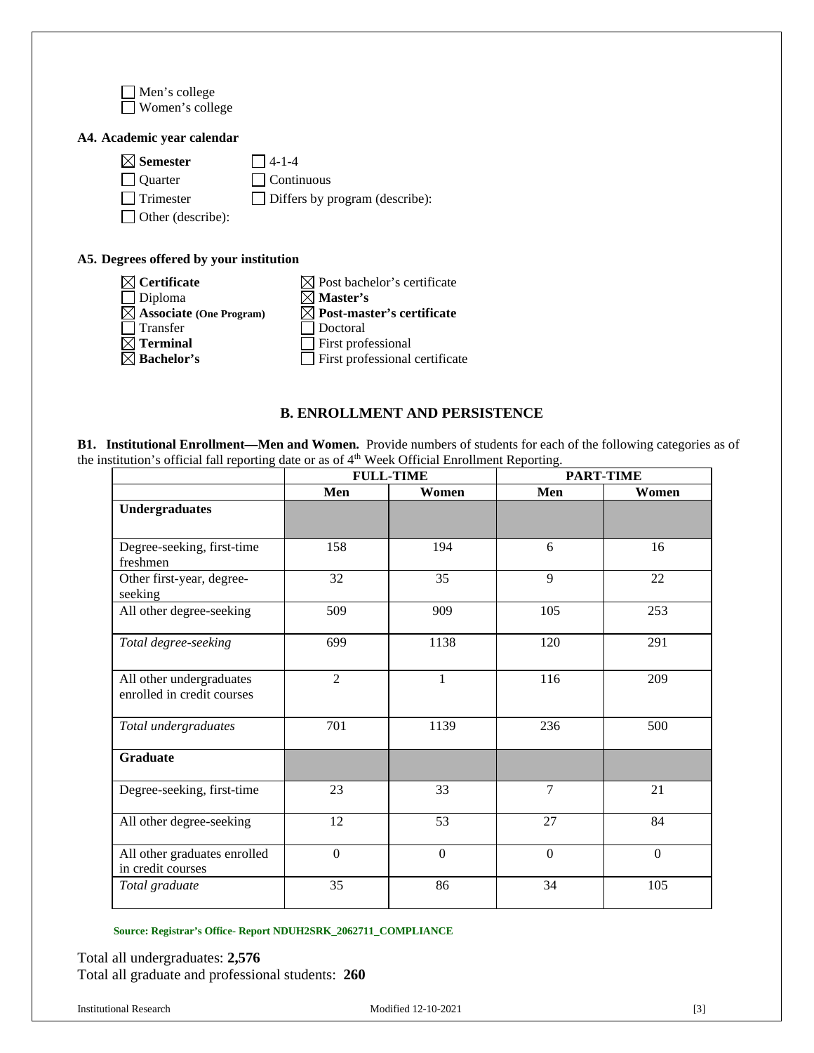☐ Men's college
☐ Women's college

**A4. Academic year calendar**

| | |
|---|---|
| ☒ **Semester** | ☐ 4-1-4 |
| ☐ Quarter | ☐ Continuous |
| ☐ Trimester | ☐ Differs by program (describe): |
| ☐ Other (describe): | |

**A5. Degrees offered by your institution**

| | |
|---|---|
| ☒ **Certificate** | ☒ Post bachelor's certificate |
| ☐ Diploma | ☒ **Master's** |
| ☒ **Associate (One Program)** | ☒ **Post-master's certificate** |
| ☐ Transfer | ☐ Doctoral |
| ☒ **Terminal** | ☐ First professional |
| ☒ **Bachelor's** | ☐ First professional certificate |

## B. ENROLLMENT AND PERSISTENCE

**B1. Institutional Enrollment—Men and Women.** Provide numbers of students for each of the following categories as of the institution's official fall reporting date or as of 4th Week Official Enrollment Reporting.

| | FULL-TIME | | PART-TIME | |
|---|---|---|---|---|
| | **Men** | **Women** | **Men** | **Women** |
| **Undergraduates** | | | | |
| Degree-seeking, first-time freshmen | 158 | 194 | 6 | 16 |
| Other first-year, degree-seeking | 32 | 35 | 9 | 22 |
| All other degree-seeking | 509 | 909 | 105 | 253 |
| *Total degree-seeking* | 699 | 1138 | 120 | 291 |
| All other undergraduates enrolled in credit courses | 2 | 1 | 116 | 209 |
| *Total undergraduates* | 701 | 1139 | 236 | 500 |
| **Graduate** | | | | |
| Degree-seeking, first-time | 23 | 33 | 7 | 21 |
| All other degree-seeking | 12 | 53 | 27 | 84 |
| All other graduates enrolled in credit courses | 0 | 0 | 0 | 0 |
| *Total graduate* | 35 | 86 | 34 | 105 |

**Source: Registrar's Office- Report NDUH2SRK_2062711_COMPLIANCE**

Total all undergraduates: **2,576**
Total all graduate and professional students: **260**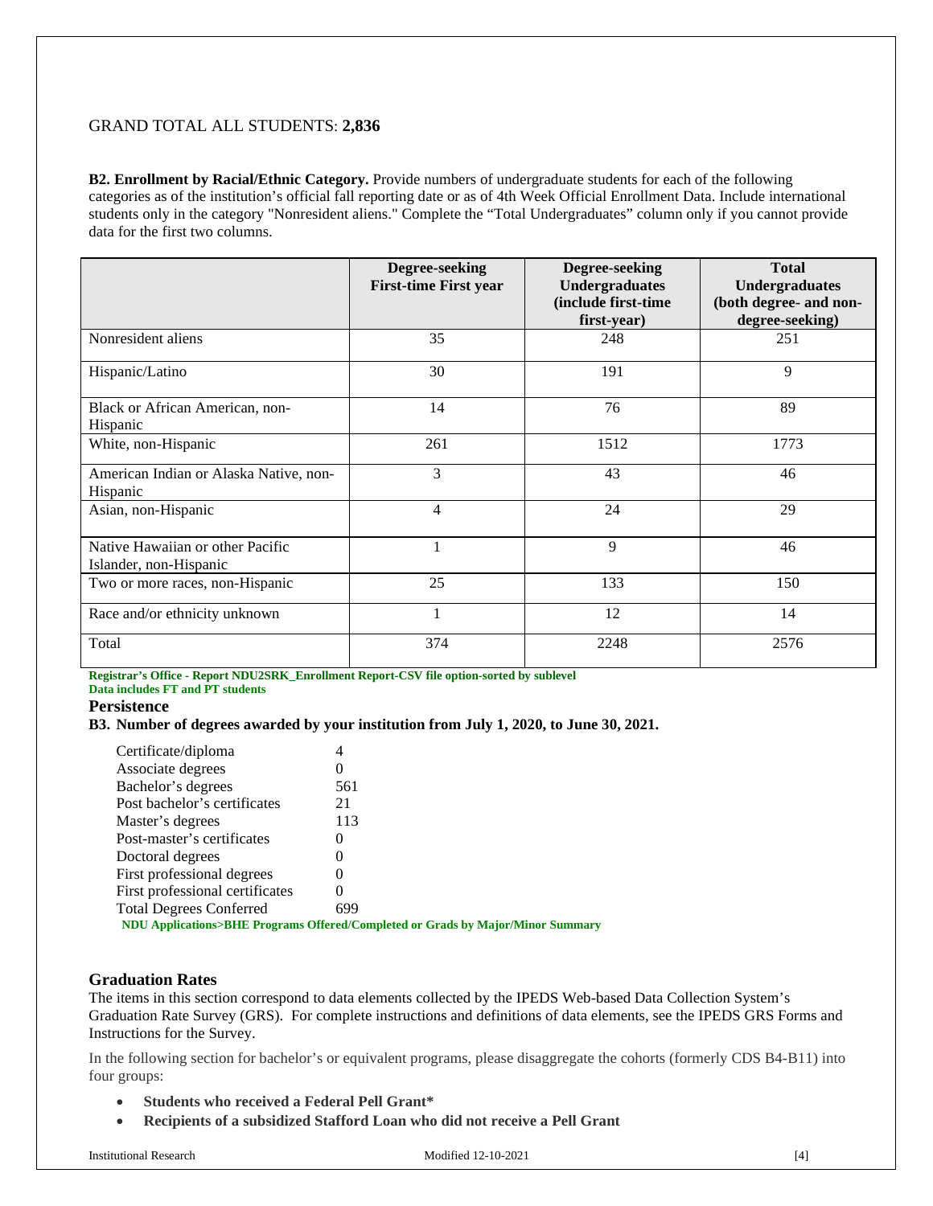GRAND TOTAL ALL STUDENTS: **2,836**

**B2. Enrollment by Racial/Ethnic Category.** Provide numbers of undergraduate students for each of the following categories as of the institution's official fall reporting date or as of 4th Week Official Enrollment Data. Include international students only in the category "Nonresident aliens." Complete the "Total Undergraduates" column only if you cannot provide data for the first two columns.

| | Degree-seeking First-time First year | Degree-seeking Undergraduates (include first-time first-year) | Total Undergraduates (both degree- and non-degree-seeking) |
|---|---|---|---|
| Nonresident aliens | 35 | 248 | 251 |
| Hispanic/Latino | 30 | 191 | 9 |
| Black or African American, non-Hispanic | 14 | 76 | 89 |
| White, non-Hispanic | 261 | 1512 | 1773 |
| American Indian or Alaska Native, non-Hispanic | 3 | 43 | 46 |
| Asian, non-Hispanic | 4 | 24 | 29 |
| Native Hawaiian or other Pacific Islander, non-Hispanic | 1 | 9 | 46 |
| Two or more races, non-Hispanic | 25 | 133 | 150 |
| Race and/or ethnicity unknown | 1 | 12 | 14 |
| Total | 374 | 2248 | 2576 |

**Registrar's Office - Report NDU2SRK_Enrollment Report-CSV file option-sorted by sublevel**
**Data includes FT and PT students**

### Persistence

**B3. Number of degrees awarded by your institution from July 1, 2020, to June 30, 2021.**

| | |
|---|---|
| Certificate/diploma | 4 |
| Associate degrees | 0 |
| Bachelor's degrees | 561 |
| Post bachelor's certificates | 21 |
| Master's degrees | 113 |
| Post-master's certificates | 0 |
| Doctoral degrees | 0 |
| First professional degrees | 0 |
| First professional certificates | 0 |
| Total Degrees Conferred | 699 |

**NDU Applications>BHE Programs Offered/Completed or Grads by Major/Minor Summary**

### Graduation Rates

The items in this section correspond to data elements collected by the IPEDS Web-based Data Collection System's Graduation Rate Survey (GRS). For complete instructions and definitions of data elements, see the IPEDS GRS Forms and Instructions for the Survey.

In the following section for bachelor's or equivalent programs, please disaggregate the cohorts (formerly CDS B4-B11) into four groups:

- **Students who received a Federal Pell Grant***
- **Recipients of a subsidized Stafford Loan who did not receive a Pell Grant**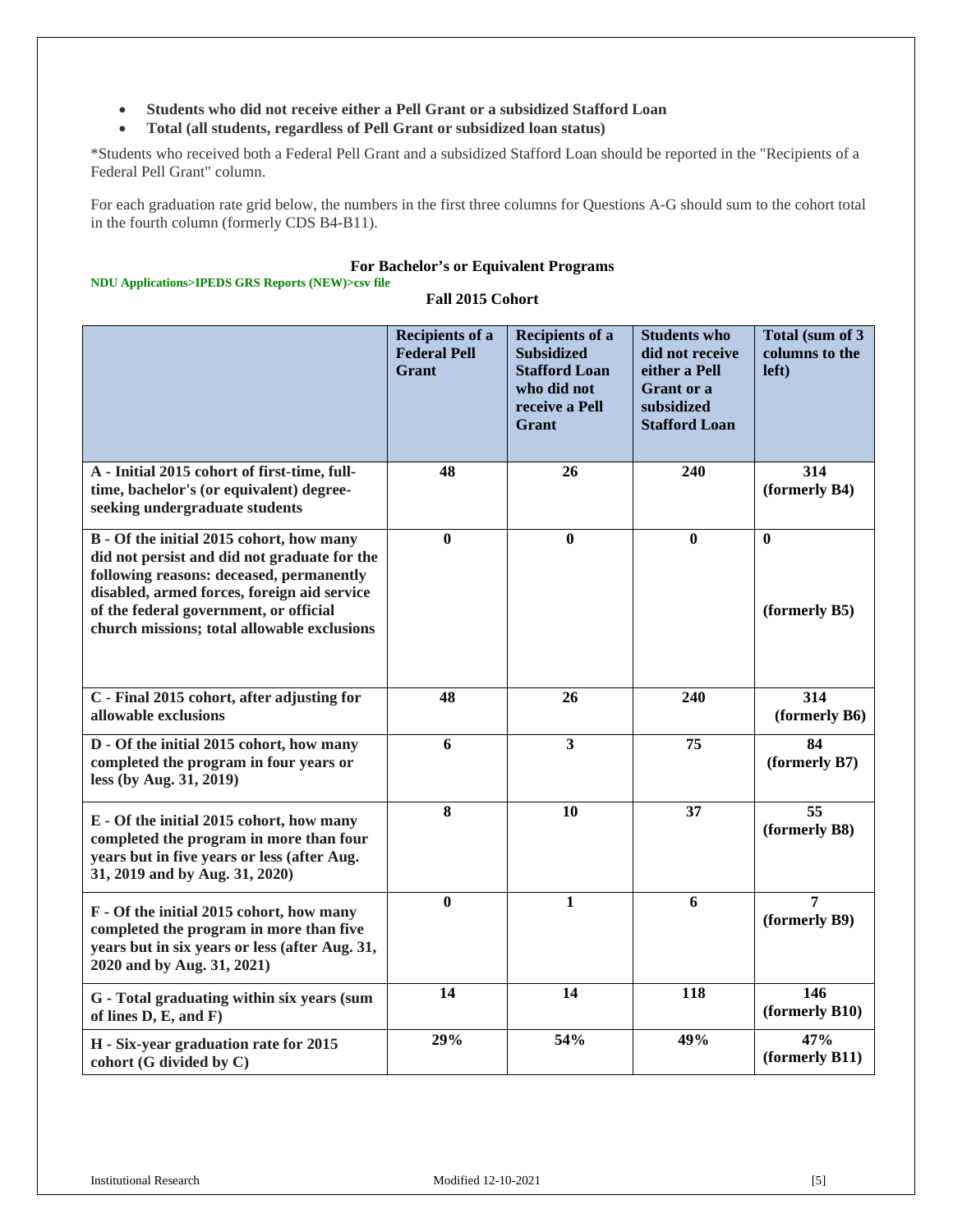- **Students who did not receive either a Pell Grant or a subsidized Stafford Loan**
- **Total (all students, regardless of Pell Grant or subsidized loan status)**

*Students who received both a Federal Pell Grant and a subsidized Stafford Loan should be reported in the "Recipients of a Federal Pell Grant" column.

For each graduation rate grid below, the numbers in the first three columns for Questions A-G should sum to the cohort total in the fourth column (formerly CDS B4-B11).

### For Bachelor's or Equivalent Programs

**NDU Applications>IPEDS GRS Reports (NEW)>csv file**

**Fall 2015 Cohort**

| | Recipients of a Federal Pell Grant | Recipients of a Subsidized Stafford Loan who did not receive a Pell Grant | Students who did not receive either a Pell Grant or a subsidized Stafford Loan | Total (sum of 3 columns to the left) |
|---|---|---|---|---|
| **A - Initial 2015 cohort of first-time, full-time, bachelor's (or equivalent) degree-seeking undergraduate students** | 48 | 26 | 240 | 314 (formerly B4) |
| **B - Of the initial 2015 cohort, how many did not persist and did not graduate for the following reasons: deceased, permanently disabled, armed forces, foreign aid service of the federal government, or official church missions; total allowable exclusions** | 0 | 0 | 0 | 0 (formerly B5) |
| **C - Final 2015 cohort, after adjusting for allowable exclusions** | 48 | 26 | 240 | 314 (formerly B6) |
| **D - Of the initial 2015 cohort, how many completed the program in four years or less (by Aug. 31, 2019)** | 6 | 3 | 75 | 84 (formerly B7) |
| **E - Of the initial 2015 cohort, how many completed the program in more than four years but in five years or less (after Aug. 31, 2019 and by Aug. 31, 2020)** | 8 | 10 | 37 | 55 (formerly B8) |
| **F - Of the initial 2015 cohort, how many completed the program in more than five years but in six years or less (after Aug. 31, 2020 and by Aug. 31, 2021)** | 0 | 1 | 6 | 7 (formerly B9) |
| **G - Total graduating within six years (sum of lines D, E, and F)** | 14 | 14 | 118 | 146 (formerly B10) |
| **H - Six-year graduation rate for 2015 cohort (G divided by C)** | 29% | 54% | 49% | 47% (formerly B11) |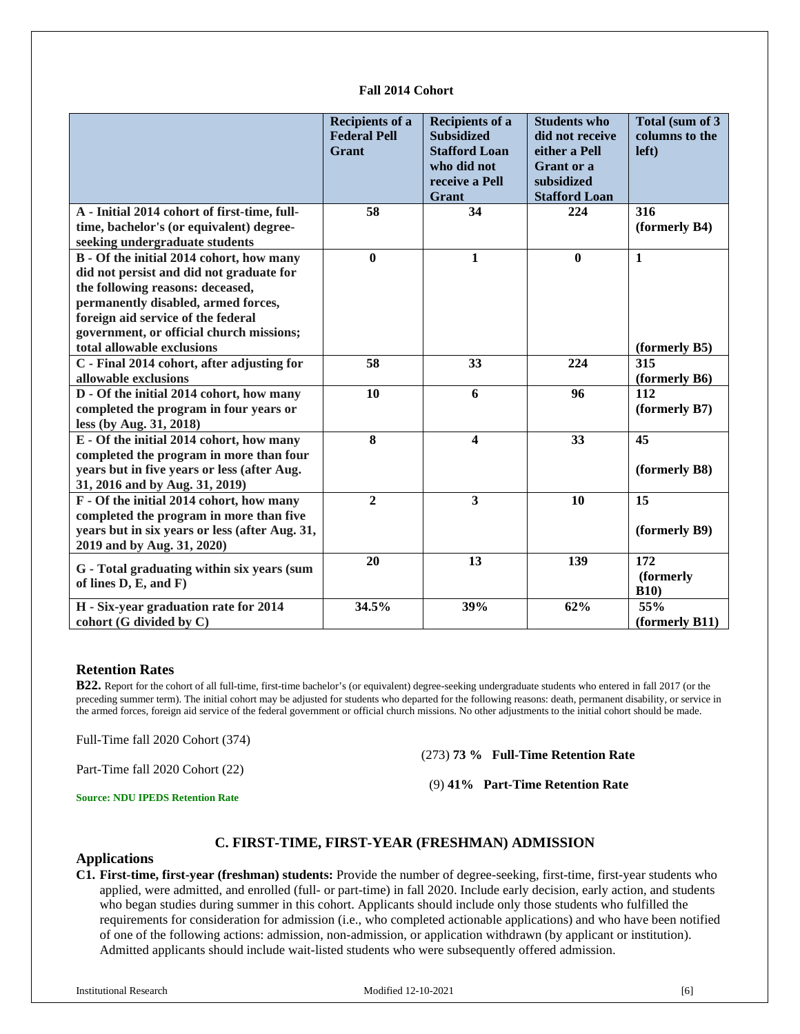**Fall 2014 Cohort**

| | Recipients of a Federal Pell Grant | Recipients of a Subsidized Stafford Loan who did not receive a Pell Grant | Students who did not receive either a Pell Grant or a subsidized Stafford Loan | Total (sum of 3 columns to the left) |
|---|---|---|---|---|
| **A - Initial 2014 cohort of first-time, full-time, bachelor's (or equivalent) degree-seeking undergraduate students** | **58** | **34** | **224** | **316 (formerly B4)** |
| **B - Of the initial 2014 cohort, how many did not persist and did not graduate for the following reasons: deceased, permanently disabled, armed forces, foreign aid service of the federal government, or official church missions; total allowable exclusions** | **0** | **1** | **0** | **1 (formerly B5)** |
| **C - Final 2014 cohort, after adjusting for allowable exclusions** | **58** | **33** | **224** | **315 (formerly B6)** |
| **D - Of the initial 2014 cohort, how many completed the program in four years or less (by Aug. 31, 2018)** | **10** | **6** | **96** | **112 (formerly B7)** |
| **E - Of the initial 2014 cohort, how many completed the program in more than four years but in five years or less (after Aug. 31, 2016 and by Aug. 31, 2019)** | **8** | **4** | **33** | **45 (formerly B8)** |
| **F - Of the initial 2014 cohort, how many completed the program in more than five years but in six years or less (after Aug. 31, 2019 and by Aug. 31, 2020)** | **2** | **3** | **10** | **15 (formerly B9)** |
| **G - Total graduating within six years (sum of lines D, E, and F)** | **20** | **13** | **139** | **172 (formerly B10)** |
| **H - Six-year graduation rate for 2014 cohort (G divided by C)** | **34.5%** | **39%** | **62%** | **55% (formerly B11)** |

## Retention Rates

**B22.** Report for the cohort of all full-time, first-time bachelor's (or equivalent) degree-seeking undergraduate students who entered in fall 2017 (or the preceding summer term). The initial cohort may be adjusted for students who departed for the following reasons: death, permanent disability, or service in the armed forces, foreign aid service of the federal government or official church missions. No other adjustments to the initial cohort should be made.

Full-Time fall 2020 Cohort (374)

(273) **73 % Full-Time Retention Rate**

Part-Time fall 2020 Cohort (22)

(9) **41% Part-Time Retention Rate**

**Source: NDU IPEDS Retention Rate**

## C. FIRST-TIME, FIRST-YEAR (FRESHMAN) ADMISSION

### Applications

**C1. First-time, first-year (freshman) students:** Provide the number of degree-seeking, first-time, first-year students who applied, were admitted, and enrolled (full- or part-time) in fall 2020. Include early decision, early action, and students who began studies during summer in this cohort. Applicants should include only those students who fulfilled the requirements for consideration for admission (i.e., who completed actionable applications) and who have been notified of one of the following actions: admission, non-admission, or application withdrawn (by applicant or institution). Admitted applicants should include wait-listed students who were subsequently offered admission.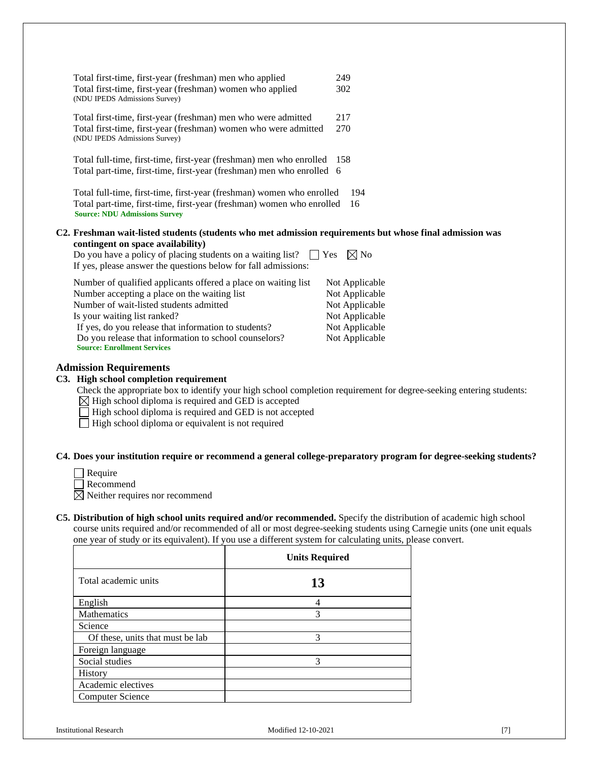Total first-time, first-year (freshman) men who applied 249
Total first-time, first-year (freshman) women who applied 302
(NDU IPEDS Admissions Survey)

Total first-time, first-year (freshman) men who were admitted 217
Total first-time, first-year (freshman) women who were admitted 270
(NDU IPEDS Admissions Survey)

Total full-time, first-time, first-year (freshman) men who enrolled 158
Total part-time, first-time, first-year (freshman) men who enrolled 6

Total full-time, first-time, first-year (freshman) women who enrolled 194
Total part-time, first-time, first-year (freshman) women who enrolled 16
**Source: NDU Admissions Survey**

**C2. Freshman wait-listed students (students who met admission requirements but whose final admission was contingent on space availability)**

Do you have a policy of placing students on a waiting list? ☐ Yes ☒ No
If yes, please answer the questions below for fall admissions:

| | |
|---|---|
| Number of qualified applicants offered a place on waiting list | Not Applicable |
| Number accepting a place on the waiting list | Not Applicable |
| Number of wait-listed students admitted | Not Applicable |
| Is your waiting list ranked? | Not Applicable |
| If yes, do you release that information to students? | Not Applicable |
| Do you release that information to school counselors? | Not Applicable |

**Source: Enrollment Services**

## Admission Requirements

**C3. High school completion requirement**

Check the appropriate box to identify your high school completion requirement for degree-seeking entering students:

☒ High school diploma is required and GED is accepted
☐ High school diploma is required and GED is not accepted
☐ High school diploma or equivalent is not required

**C4. Does your institution require or recommend a general college-preparatory program for degree-seeking students?**

☐ Require
☐ Recommend
☒ Neither requires nor recommend

**C5. Distribution of high school units required and/or recommended.** Specify the distribution of academic high school course units required and/or recommended of all or most degree-seeking students using Carnegie units (one unit equals one year of study or its equivalent). If you use a different system for calculating units, please convert.

| | **Units Required** |
|---|---|
| Total academic units | **13** |
| English | 4 |
| Mathematics | 3 |
| Science | |
| Of these, units that must be lab | 3 |
| Foreign language | |
| Social studies | 3 |
| History | |
| Academic electives | |
| Computer Science | |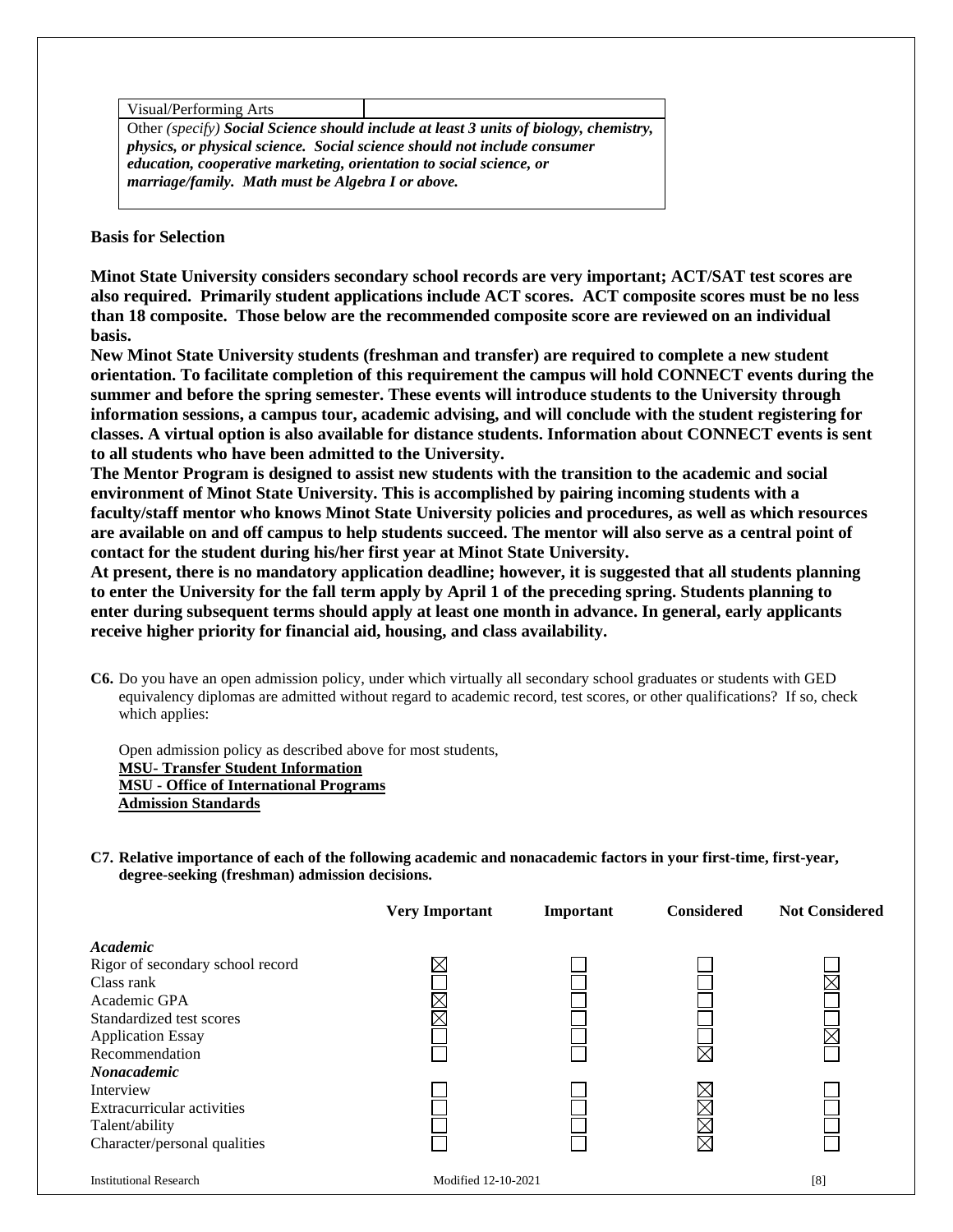| Visual/Performing Arts | |
|---|---|
| Other *(specify)* ***Social Science should include at least 3 units of biology, chemistry, physics, or physical science. Social science should not include consumer education, cooperative marketing, orientation to social science, or marriage/family. Math must be Algebra I or above.*** | |

**Basis for Selection**

**Minot State University considers secondary school records are very important; ACT/SAT test scores are also required. Primarily student applications include ACT scores. ACT composite scores must be no less than 18 composite. Those below are the recommended composite score are reviewed on an individual basis.**

**New Minot State University students (freshman and transfer) are required to complete a new student orientation. To facilitate completion of this requirement the campus will hold CONNECT events during the summer and before the spring semester. These events will introduce students to the University through information sessions, a campus tour, academic advising, and will conclude with the student registering for classes. A virtual option is also available for distance students. Information about CONNECT events is sent to all students who have been admitted to the University.**

**The Mentor Program is designed to assist new students with the transition to the academic and social environment of Minot State University. This is accomplished by pairing incoming students with a faculty/staff mentor who knows Minot State University policies and procedures, as well as which resources are available on and off campus to help students succeed. The mentor will also serve as a central point of contact for the student during his/her first year at Minot State University.**

**At present, there is no mandatory application deadline; however, it is suggested that all students planning to enter the University for the fall term apply by April 1 of the preceding spring. Students planning to enter during subsequent terms should apply at least one month in advance. In general, early applicants receive higher priority for financial aid, housing, and class availability.**

**C6.** Do you have an open admission policy, under which virtually all secondary school graduates or students with GED equivalency diplomas are admitted without regard to academic record, test scores, or other qualifications? If so, check which applies:

Open admission policy as described above for most students,
**MSU- Transfer Student Information**
**MSU - Office of International Programs**
**Admission Standards**

**C7. Relative importance of each of the following academic and nonacademic factors in your first-time, first-year, degree-seeking (freshman) admission decisions.**

| | Very Important | Important | Considered | Not Considered |
|---|---|---|---|---|
| ***Academic*** | | | | |
| Rigor of secondary school record | ☒ | ☐ | ☐ | ☐ |
| Class rank | ☐ | ☐ | ☐ | ☒ |
| Academic GPA | ☒ | ☐ | ☐ | ☐ |
| Standardized test scores | ☒ | ☐ | ☐ | ☐ |
| Application Essay | ☐ | ☐ | ☐ | ☒ |
| Recommendation | ☐ | ☐ | ☒ | ☐ |
| ***Nonacademic*** | | | | |
| Interview | ☐ | ☐ | ☒ | ☐ |
| Extracurricular activities | ☐ | ☐ | ☒ | ☐ |
| Talent/ability | ☐ | ☐ | ☒ | ☐ |
| Character/personal qualities | ☐ | ☐ | ☒ | ☐ |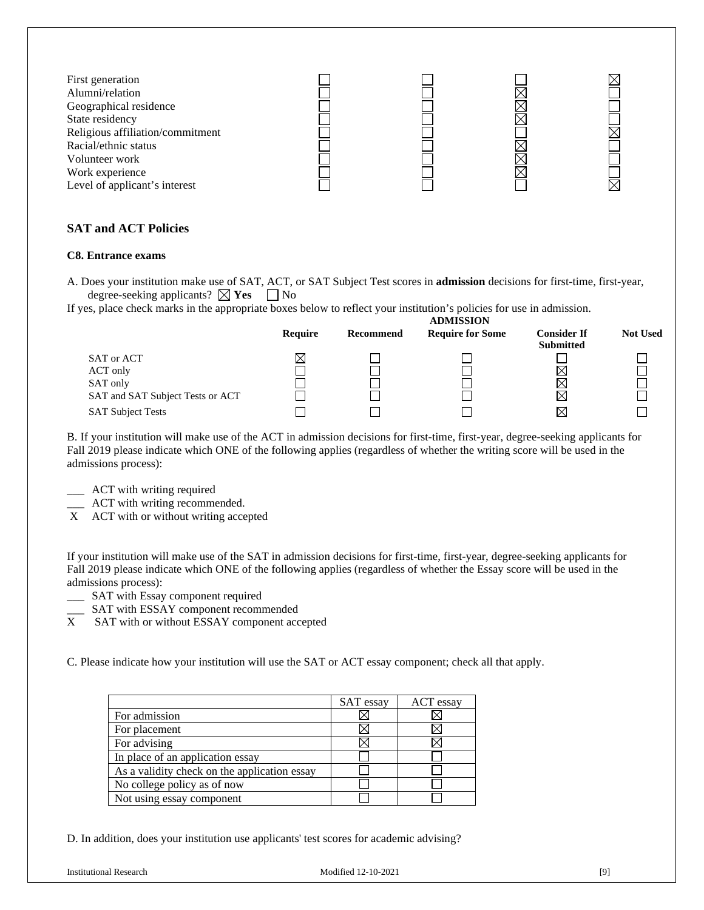| | | | | |
|---|---|---|---|---|
| First generation | ☐ | ☐ | ☐ | ☒ |
| Alumni/relation | ☐ | ☐ | ☒ | ☐ |
| Geographical residence | ☐ | ☐ | ☒ | ☐ |
| State residency | ☐ | ☐ | ☒ | ☐ |
| Religious affiliation/commitment | ☐ | ☐ | ☐ | ☒ |
| Racial/ethnic status | ☐ | ☐ | ☒ | ☐ |
| Volunteer work | ☐ | ☐ | ☒ | ☐ |
| Work experience | ☐ | ☐ | ☒ | ☐ |
| Level of applicant's interest | ☐ | ☐ | ☐ | ☒ |

## SAT and ACT Policies

### C8. Entrance exams

A. Does your institution make use of SAT, ACT, or SAT Subject Test scores in **admission** decisions for first-time, first-year, degree-seeking applicants? ☒ **Yes** ☐ No

If yes, place check marks in the appropriate boxes below to reflect your institution's policies for use in admission.

| | ADMISSION | | | | |
|---|---|---|---|---|---|
| | **Require** | **Recommend** | **Require for Some** | **Consider If Submitted** | **Not Used** |
| SAT or ACT | ☒ | ☐ | ☐ | ☐ | ☐ |
| ACT only | ☐ | ☐ | ☐ | ☒ | ☐ |
| SAT only | ☐ | ☐ | ☐ | ☒ | ☐ |
| SAT and SAT Subject Tests or ACT | ☐ | ☐ | ☐ | ☒ | ☐ |
| SAT Subject Tests | ☐ | ☐ | ☐ | ☒ | ☐ |

B. If your institution will make use of the ACT in admission decisions for first-time, first-year, degree-seeking applicants for Fall 2019 please indicate which ONE of the following applies (regardless of whether the writing score will be used in the admissions process):

___ ACT with writing required
___ ACT with writing recommended.
 X ACT with or without writing accepted

If your institution will make use of the SAT in admission decisions for first-time, first-year, degree-seeking applicants for Fall 2019 please indicate which ONE of the following applies (regardless of whether the Essay score will be used in the admissions process):

___ SAT with Essay component required
___ SAT with ESSAY component recommended
X SAT with or without ESSAY component accepted

C. Please indicate how your institution will use the SAT or ACT essay component; check all that apply.

| | SAT essay | ACT essay |
|---|---|---|
| For admission | ☒ | ☒ |
| For placement | ☒ | ☒ |
| For advising | ☒ | ☒ |
| In place of an application essay | ☐ | ☐ |
| As a validity check on the application essay | ☐ | ☐ |
| No college policy as of now | ☐ | ☐ |
| Not using essay component | ☐ | ☐ |

D. In addition, does your institution use applicants' test scores for academic advising?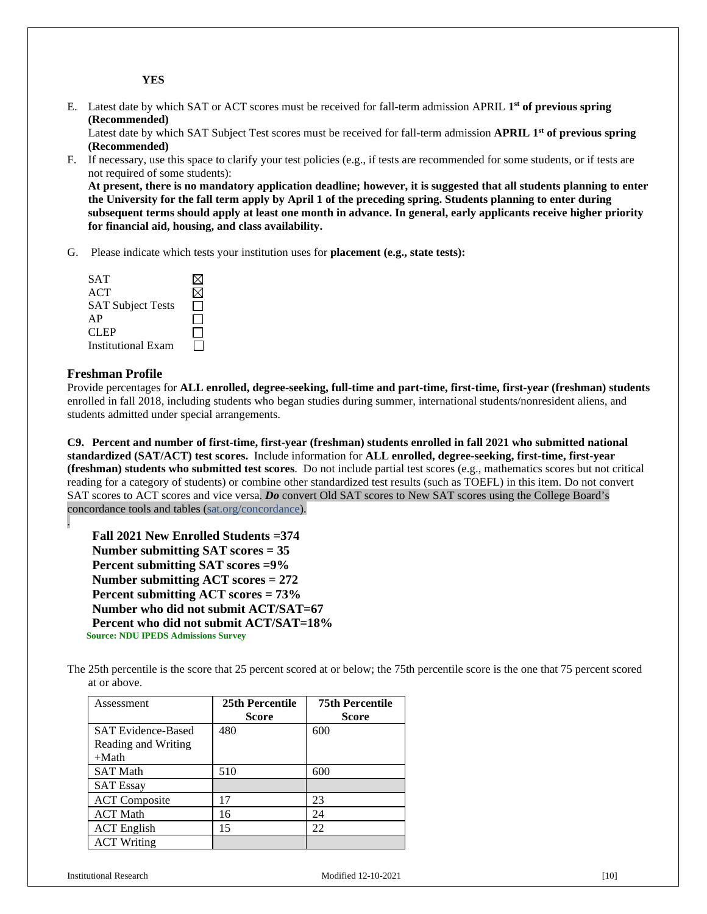**YES**

E. Latest date by which SAT or ACT scores must be received for fall-term admission APRIL **1st of previous spring (Recommended)**

Latest date by which SAT Subject Test scores must be received for fall-term admission **APRIL 1st of previous spring (Recommended)**

F. If necessary, use this space to clarify your test policies (e.g., if tests are recommended for some students, or if tests are not required of some students):

**At present, there is no mandatory application deadline; however, it is suggested that all students planning to enter the University for the fall term apply by April 1 of the preceding spring. Students planning to enter during subsequent terms should apply at least one month in advance. In general, early applicants receive higher priority for financial aid, housing, and class availability.**

G. Please indicate which tests your institution uses for **placement (e.g., state tests):**

| | |
|---|---|
| SAT | ☒ |
| ACT | ☒ |
| SAT Subject Tests | ☐ |
| AP | ☐ |
| CLEP | ☐ |
| Institutional Exam | ☐ |

## Freshman Profile

Provide percentages for **ALL enrolled, degree-seeking, full-time and part-time, first-time, first-year (freshman) students** enrolled in fall 2018, including students who began studies during summer, international students/nonresident aliens, and students admitted under special arrangements.

**C9. Percent and number of first-time, first-year (freshman) students enrolled in fall 2021 who submitted national standardized (SAT/ACT) test scores.** Include information for **ALL enrolled, degree-seeking, first-time, first-year (freshman) students who submitted test scores**. Do not include partial test scores (e.g., mathematics scores but not critical reading for a category of students) or combine other standardized test results (such as TOEFL) in this item. Do not convert SAT scores to ACT scores and vice versa. ***Do*** convert Old SAT scores to New SAT scores using the College Board's concordance tools and tables (sat.org/concordance).

**Fall 2021 New Enrolled Students =374**
**Number submitting SAT scores = 35**
**Percent submitting SAT scores =9%**
**Number submitting ACT scores = 272**
**Percent submitting ACT scores = 73%**
**Number who did not submit ACT/SAT=67**
**Percent who did not submit ACT/SAT=18%**
**Source: NDU IPEDS Admissions Survey**

The 25th percentile is the score that 25 percent scored at or below; the 75th percentile score is the one that 75 percent scored at or above.

| Assessment | 25th Percentile Score | 75th Percentile Score |
|---|---|---|
| SAT Evidence-Based Reading and Writing +Math | 480 | 600 |
| SAT Math | 510 | 600 |
| SAT Essay | | |
| ACT Composite | 17 | 23 |
| ACT Math | 16 | 24 |
| ACT English | 15 | 22 |
| ACT Writing | | |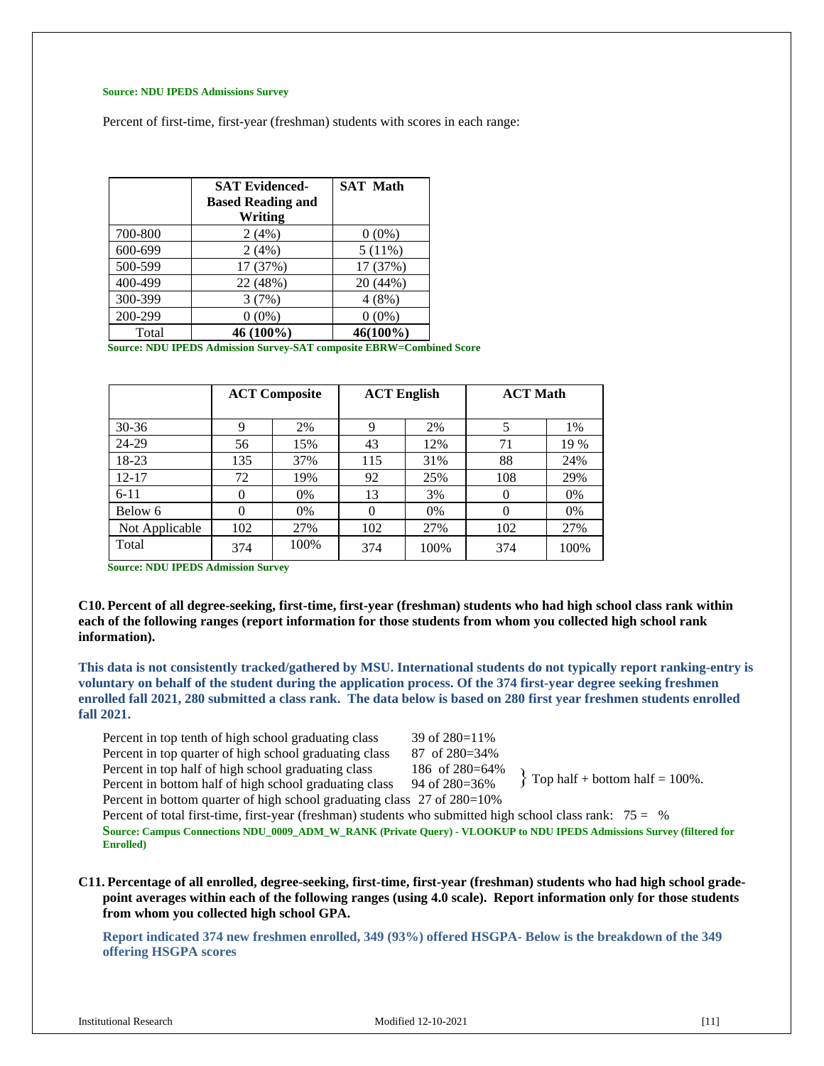**Source: NDU IPEDS Admissions Survey**

Percent of first-time, first-year (freshman) students with scores in each range:

| | SAT Evidenced-Based Reading and Writing | SAT Math |
|---|---|---|
| 700-800 | 2 (4%) | 0 (0%) |
| 600-699 | 2 (4%) | 5 (11%) |
| 500-599 | 17 (37%) | 17 (37%) |
| 400-499 | 22 (48%) | 20 (44%) |
| 300-399 | 3 (7%) | 4 (8%) |
| 200-299 | 0 (0%) | 0 (0%) |
| Total | **46 (100%)** | **46(100%)** |

**Source: NDU IPEDS Admission Survey-SAT composite EBRW=Combined Score**

| | ACT Composite | | ACT English | | ACT Math | |
|---|---|---|---|---|---|---|
| 30-36 | 9 | 2% | 9 | 2% | 5 | 1% |
| 24-29 | 56 | 15% | 43 | 12% | 71 | 19 % |
| 18-23 | 135 | 37% | 115 | 31% | 88 | 24% |
| 12-17 | 72 | 19% | 92 | 25% | 108 | 29% |
| 6-11 | 0 | 0% | 13 | 3% | 0 | 0% |
| Below 6 | 0 | 0% | 0 | 0% | 0 | 0% |
| Not Applicable | 102 | 27% | 102 | 27% | 102 | 27% |
| Total | 374 | 100% | 374 | 100% | 374 | 100% |

**Source: NDU IPEDS Admission Survey**

**C10. Percent of all degree-seeking, first-time, first-year (freshman) students who had high school class rank within each of the following ranges (report information for those students from whom you collected high school rank information).**

**This data is not consistently tracked/gathered by MSU. International students do not typically report ranking-entry is voluntary on behalf of the student during the application process. Of the 374 first-year degree seeking freshmen enrolled fall 2021, 280 submitted a class rank. The data below is based on 280 first year freshmen students enrolled fall 2021.**

Percent in top tenth of high school graduating class 39 of 280=11%
Percent in top quarter of high school graduating class 87 of 280=34%
Percent in top half of high school graduating class 186 of 280=64%
Percent in bottom half of high school graduating class 94 of 280=36%
} Top half + bottom half = 100%.
Percent in bottom quarter of high school graduating class 27 of 280=10%
Percent of total first-time, first-year (freshman) students who submitted high school class rank: 75 = %

**Source: Campus Connections NDU_0009_ADM_W_RANK (Private Query) - VLOOKUP to NDU IPEDS Admissions Survey (filtered for Enrolled)**

**C11. Percentage of all enrolled, degree-seeking, first-time, first-year (freshman) students who had high school grade-point averages within each of the following ranges (using 4.0 scale). Report information only for those students from whom you collected high school GPA.**

**Report indicated 374 new freshmen enrolled, 349 (93%) offered HSGPA- Below is the breakdown of the 349 offering HSGPA scores**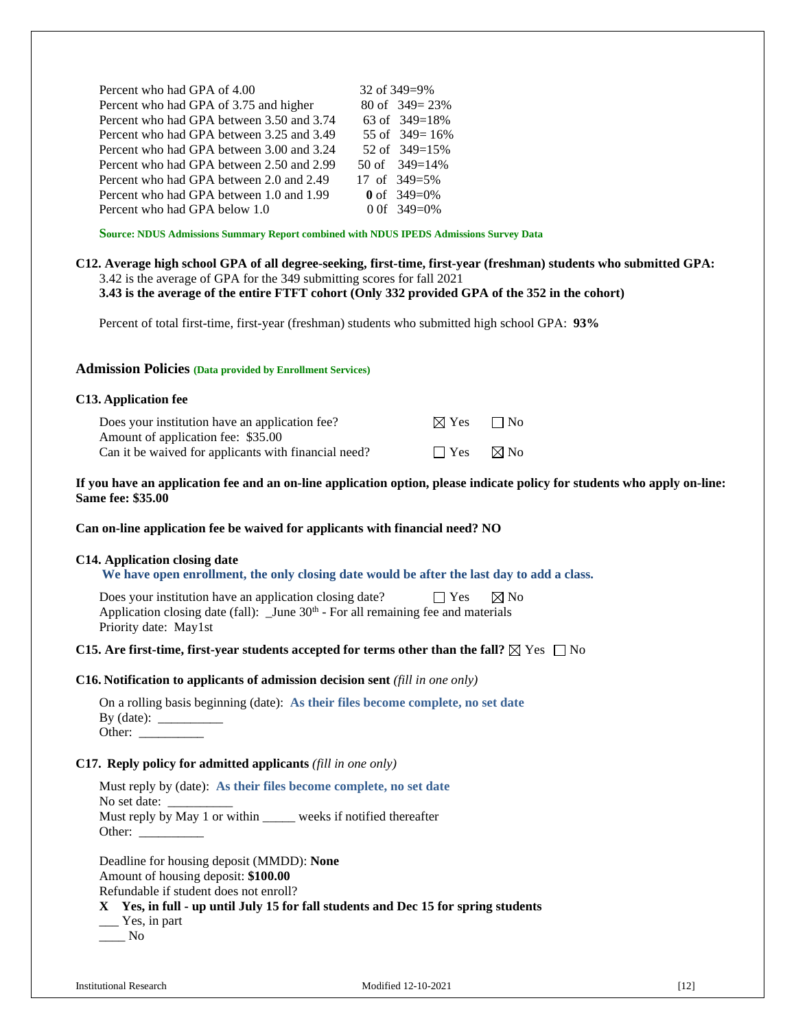| | |
|---|---|
| Percent who had GPA of 4.00 | 32 of 349=9% |
| Percent who had GPA of 3.75 and higher | 80 of 349= 23% |
| Percent who had GPA between 3.50 and 3.74 | 63 of 349=18% |
| Percent who had GPA between 3.25 and 3.49 | 55 of 349= 16% |
| Percent who had GPA between 3.00 and 3.24 | 52 of 349=15% |
| Percent who had GPA between 2.50 and 2.99 | 50 of 349=14% |
| Percent who had GPA between 2.0 and 2.49 | 17 of 349=5% |
| Percent who had GPA between 1.0 and 1.99 | **0** of 349=0% |
| Percent who had GPA below 1.0 | 0 0f 349=0% |

**Source: NDUS Admissions Summary Report combined with NDUS IPEDS Admissions Survey Data**

**C12. Average high school GPA of all degree-seeking, first-time, first-year (freshman) students who submitted GPA:**
3.42 is the average of GPA for the 349 submitting scores for fall 2021
**3.43 is the average of the entire FTFT cohort (Only 332 provided GPA of the 352 in the cohort)**

Percent of total first-time, first-year (freshman) students who submitted high school GPA: **93%**

## Admission Policies (Data provided by Enrollment Services)

### C13. Application fee

Does your institution have an application fee? ☒ Yes ☐ No
Amount of application fee: $35.00
Can it be waived for applicants with financial need? ☐ Yes ☒ No

**If you have an application fee and an on-line application option, please indicate policy for students who apply on-line: Same fee: $35.00**

**Can on-line application fee be waived for applicants with financial need? NO**

### C14. Application closing date

**We have open enrollment, the only closing date would be after the last day to add a class.**

Does your institution have an application closing date? ☐ Yes ☒ No
Application closing date (fall): _June 30th - For all remaining fee and materials
Priority date: May1st

**C15. Are first-time, first-year students accepted for terms other than the fall?** ☒ Yes ☐ No

**C16. Notification to applicants of admission decision sent** *(fill in one only)*

On a rolling basis beginning (date): **As their files become complete, no set date**
By (date): __________
Other: __________

**C17. Reply policy for admitted applicants** *(fill in one only)*

Must reply by (date): **As their files become complete, no set date**
No set date: __________
Must reply by May 1 or within _____ weeks if notified thereafter
Other: __________

Deadline for housing deposit (MMDD): **None**
Amount of housing deposit: **$100.00**
Refundable if student does not enroll?
**X Yes, in full - up until July 15 for fall students and Dec 15 for spring students**
___ Yes, in part
____ No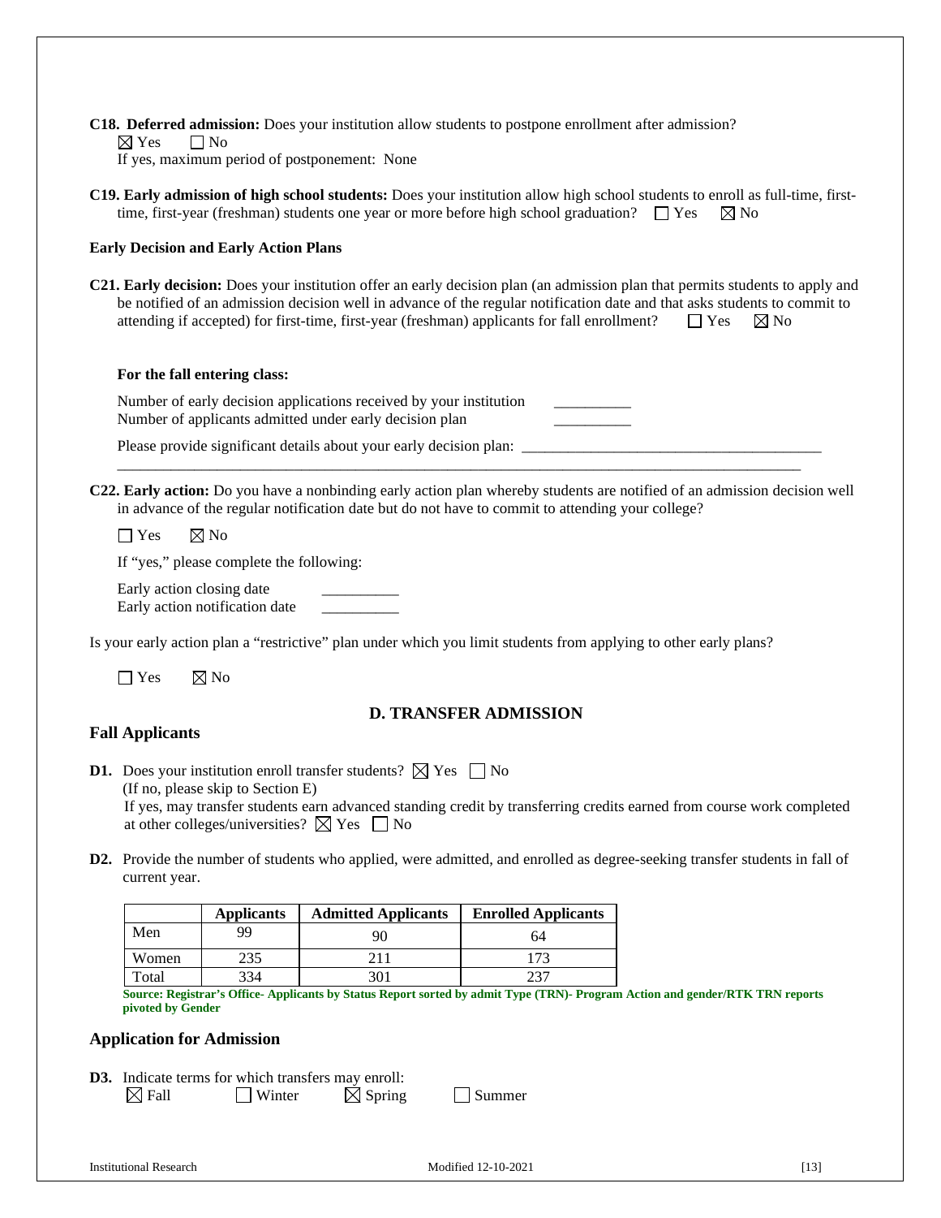**C18. Deferred admission:** Does your institution allow students to postpone enrollment after admission?
☒ Yes ☐ No
If yes, maximum period of postponement: None

**C19. Early admission of high school students:** Does your institution allow high school students to enroll as full-time, first-time, first-year (freshman) students one year or more before high school graduation? ☐ Yes ☒ No

**Early Decision and Early Action Plans**

**C21. Early decision:** Does your institution offer an early decision plan (an admission plan that permits students to apply and be notified of an admission decision well in advance of the regular notification date and that asks students to commit to attending if accepted) for first-time, first-year (freshman) applicants for fall enrollment? ☐ Yes ☒ No

**For the fall entering class:**

Number of early decision applications received by your institution __________
Number of applicants admitted under early decision plan __________

Please provide significant details about your early decision plan: ________________________________________

**C22. Early action:** Do you have a nonbinding early action plan whereby students are notified of an admission decision well in advance of the regular notification date but do not have to commit to attending your college?

☐ Yes ☒ No

If "yes," please complete the following:

Early action closing date __________
Early action notification date __________

Is your early action plan a "restrictive" plan under which you limit students from applying to other early plans?

☐ Yes ☒ No

## D. TRANSFER ADMISSION

### Fall Applicants

**D1.** Does your institution enroll transfer students? ☒ Yes ☐ No
(If no, please skip to Section E)
If yes, may transfer students earn advanced standing credit by transferring credits earned from course work completed at other colleges/universities? ☒ Yes ☐ No

**D2.** Provide the number of students who applied, were admitted, and enrolled as degree-seeking transfer students in fall of current year.

| | Applicants | Admitted Applicants | Enrolled Applicants |
|---|---|---|---|
| Men | 99 | 90 | 64 |
| Women | 235 | 211 | 173 |
| Total | 334 | 301 | 237 |

**Source: Registrar's Office- Applicants by Status Report sorted by admit Type (TRN)- Program Action and gender/RTK TRN reports pivoted by Gender**

### Application for Admission

**D3.** Indicate terms for which transfers may enroll:
☒ Fall ☐ Winter ☒ Spring ☐ Summer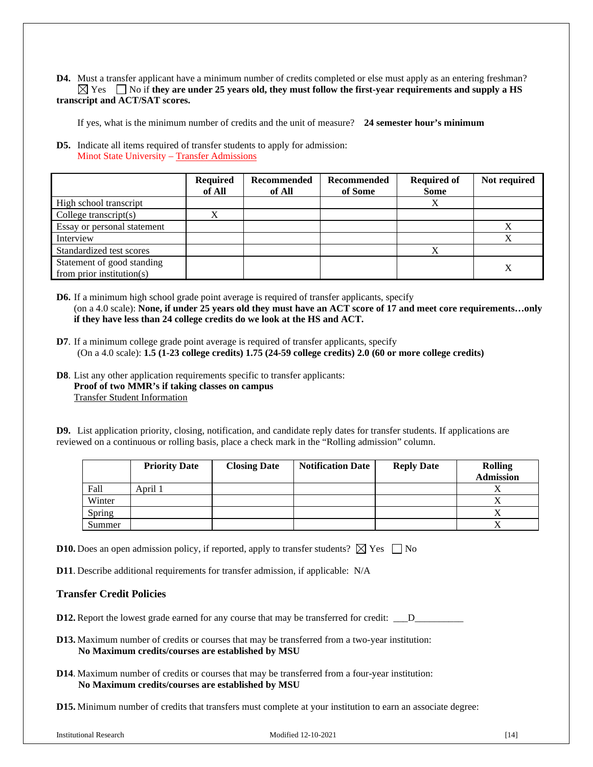**D4.** Must a transfer applicant have a minimum number of credits completed or else must apply as an entering freshman?
☒ Yes ☐ No if **they are under 25 years old, they must follow the first-year requirements and supply a HS transcript and ACT/SAT scores.**

If yes, what is the minimum number of credits and the unit of measure? **24 semester hour's minimum**

**D5.** Indicate all items required of transfer students to apply for admission:
Minot State University – Transfer Admissions

| | Required of All | Recommended of All | Recommended of Some | Required of Some | Not required |
|---|---|---|---|---|---|
| High school transcript | | | | X | |
| College transcript(s) | X | | | | |
| Essay or personal statement | | | | | X |
| Interview | | | | | X |
| Standardized test scores | | | | X | |
| Statement of good standing from prior institution(s) | | | | | X |

**D6.** If a minimum high school grade point average is required of transfer applicants, specify (on a 4.0 scale): **None, if under 25 years old they must have an ACT score of 17 and meet core requirements…only if they have less than 24 college credits do we look at the HS and ACT.**

**D7**. If a minimum college grade point average is required of transfer applicants, specify (On a 4.0 scale): **1.5 (1-23 college credits) 1.75 (24-59 college credits) 2.0 (60 or more college credits)**

**D8**. List any other application requirements specific to transfer applicants:
**Proof of two MMR's if taking classes on campus**
Transfer Student Information

**D9.** List application priority, closing, notification, and candidate reply dates for transfer students. If applications are reviewed on a continuous or rolling basis, place a check mark in the "Rolling admission" column.

| | Priority Date | Closing Date | Notification Date | Reply Date | Rolling Admission |
|---|---|---|---|---|---|
| Fall | April 1 | | | | X |
| Winter | | | | | X |
| Spring | | | | | X |
| Summer | | | | | X |

**D10.** Does an open admission policy, if reported, apply to transfer students? ☒ Yes ☐ No

**D11**. Describe additional requirements for transfer admission, if applicable: N/A

### Transfer Credit Policies

**D12.** Report the lowest grade earned for any course that may be transferred for credit: \_\_\_D\_\_\_\_\_\_\_\_\_\_

**D13.** Maximum number of credits or courses that may be transferred from a two-year institution:
**No Maximum credits/courses are established by MSU**

**D14**. Maximum number of credits or courses that may be transferred from a four-year institution:
**No Maximum credits/courses are established by MSU**

**D15.** Minimum number of credits that transfers must complete at your institution to earn an associate degree: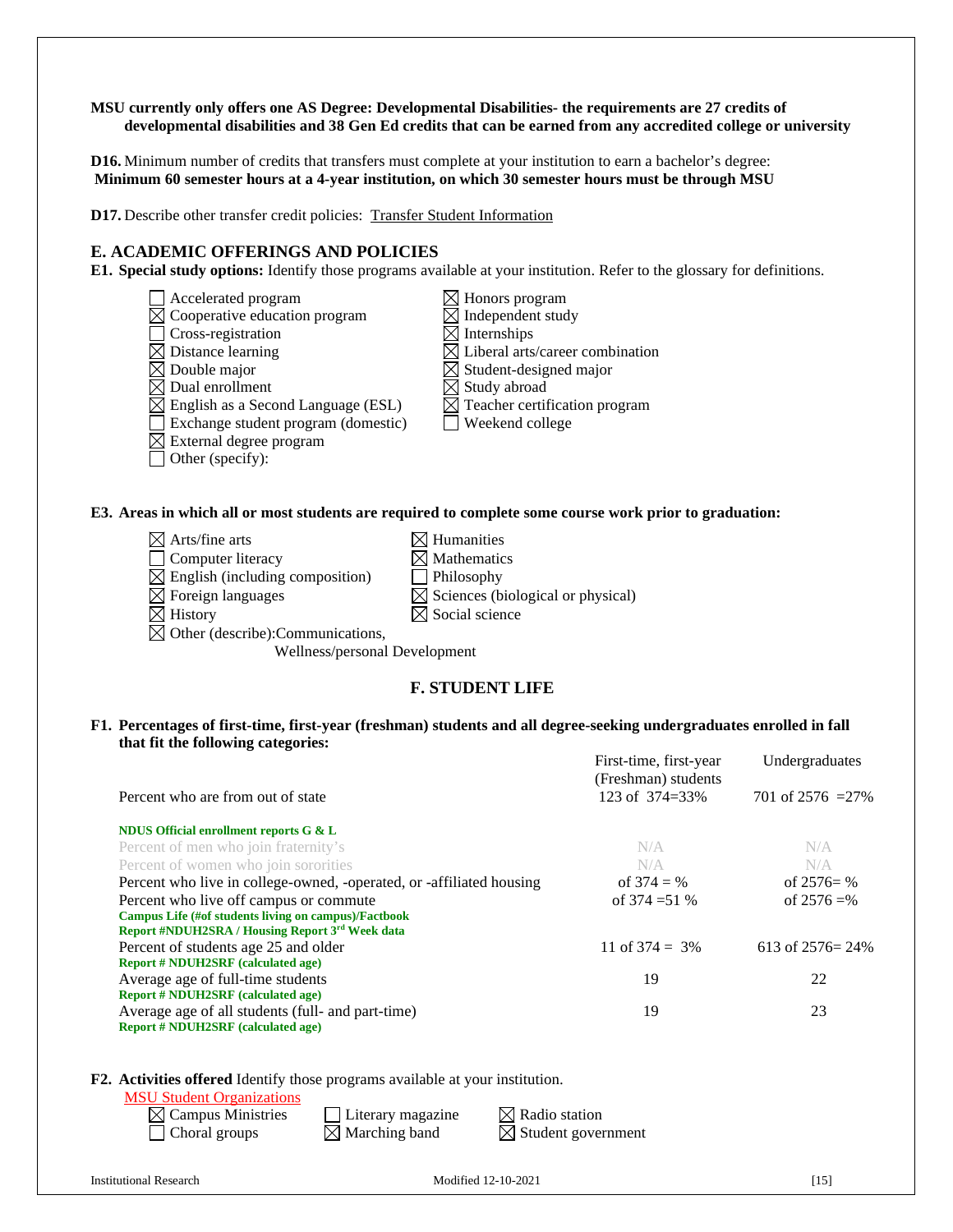**MSU currently only offers one AS Degree: Developmental Disabilities- the requirements are 27 credits of developmental disabilities and 38 Gen Ed credits that can be earned from any accredited college or university**

**D16.** Minimum number of credits that transfers must complete at your institution to earn a bachelor's degree:
**Minimum 60 semester hours at a 4-year institution, on which 30 semester hours must be through MSU**

**D17.** Describe other transfer credit policies: Transfer Student Information

## E. ACADEMIC OFFERINGS AND POLICIES

**E1. Special study options:** Identify those programs available at your institution. Refer to the glossary for definitions.

- ☐ Accelerated program
- ☒ Cooperative education program
- ☐ Cross-registration
- ☒ Distance learning
- ☒ Double major
- ☒ Dual enrollment
- ☒ English as a Second Language (ESL)
- ☐ Exchange student program (domestic)
- ☒ External degree program
- ☐ Other (specify):
- ☒ Honors program
- ☒ Independent study
- ☒ Internships
- ☒ Liberal arts/career combination
- ☒ Student-designed major
- ☒ Study abroad
- ☒ Teacher certification program
- ☐ Weekend college

**E3. Areas in which all or most students are required to complete some course work prior to graduation:**

- ☒ Arts/fine arts
- ☐ Computer literacy
- ☒ English (including composition)
- ☒ Foreign languages
- ☒ History
- ☒ Other (describe):Communications, Wellness/personal Development
- ☒ Humanities
- ☒ Mathematics
- ☐ Philosophy
- ☒ Sciences (biological or physical)
- ☒ Social science

## F. STUDENT LIFE

**F1. Percentages of first-time, first-year (freshman) students and all degree-seeking undergraduates enrolled in fall that fit the following categories:**

| | First-time, first-year (Freshman) students | Undergraduates |
|---|---|---|
| Percent who are from out of state<br>**NDUS Official enrollment reports G & L** | 123 of 374=33% | 701 of 2576 =27% |
| Percent of men who join fraternity's | N/A | N/A |
| Percent of women who join sororities | N/A | N/A |
| Percent who live in college-owned, -operated, or -affiliated housing | of 374 = % | of 2576= % |
| Percent who live off campus or commute<br>**Campus Life (#of students living on campus)/Factbook Report #NDUH2SRA / Housing Report 3rd Week data** | of 374 =51 % | of 2576 =% |
| Percent of students age 25 and older<br>**Report # NDUH2SRF (calculated age)** | 11 of 374 = 3% | 613 of 2576= 24% |
| Average age of full-time students<br>**Report # NDUH2SRF (calculated age)** | 19 | 22 |
| Average age of all students (full- and part-time)<br>**Report # NDUH2SRF (calculated age)** | 19 | 23 |

**F2. Activities offered** Identify those programs available at your institution.

MSU Student Organizations

- ☒ Campus Ministries
- ☐ Choral groups
- ☐ Literary magazine
- ☒ Marching band
- ☒ Radio station
- ☒ Student government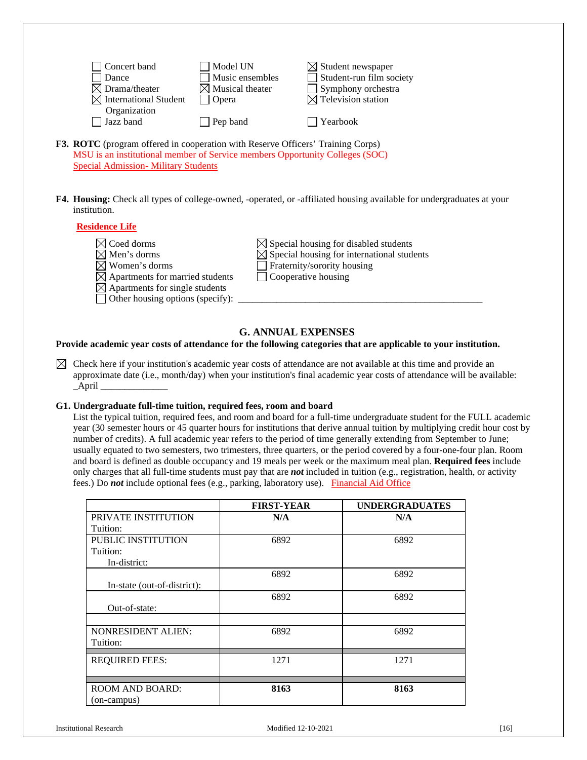| | | |
|---|---|---|
| ☐ Concert band | ☐ Model UN | ☒ Student newspaper |
| ☐ Dance | ☐ Music ensembles | ☐ Student-run film society |
| ☒ Drama/theater | ☒ Musical theater | ☐ Symphony orchestra |
| ☒ International Student Organization | ☐ Opera | ☒ Television station |
| ☐ Jazz band | ☐ Pep band | ☐ Yearbook |

**F3. ROTC** (program offered in cooperation with Reserve Officers' Training Corps)
MSU is an institutional member of Service members Opportunity Colleges (SOC)
Special Admission- Military Students

**F4. Housing:** Check all types of college-owned, -operated, or -affiliated housing available for undergraduates at your institution.

**Residence Life**

| | |
|---|---|
| ☒ Coed dorms | ☒ Special housing for disabled students |
| ☒ Men's dorms | ☒ Special housing for international students |
| ☒ Women's dorms | ☐ Fraternity/sorority housing |
| ☒ Apartments for married students | ☐ Cooperative housing |
| ☒ Apartments for single students | |

☐ Other housing options (specify): ____________________________________________________

## G. ANNUAL EXPENSES

**Provide academic year costs of attendance for the following categories that are applicable to your institution.**

☒ Check here if your institution's academic year costs of attendance are not available at this time and provide an approximate date (i.e., month/day) when your institution's final academic year costs of attendance will be available: _April ______________

**G1. Undergraduate full-time tuition, required fees, room and board**

List the typical tuition, required fees, and room and board for a full-time undergraduate student for the FULL academic year (30 semester hours or 45 quarter hours for institutions that derive annual tuition by multiplying credit hour cost by number of credits). A full academic year refers to the period of time generally extending from September to June; usually equated to two semesters, two trimesters, three quarters, or the period covered by a four-one-four plan. Room and board is defined as double occupancy and 19 meals per week or the maximum meal plan. **Required fees** include only charges that all full-time students must pay that are ***not*** included in tuition (e.g., registration, health, or activity fees.) Do ***not*** include optional fees (e.g., parking, laboratory use). Financial Aid Office

| | FIRST-YEAR | UNDERGRADUATES |
|---|---|---|
| PRIVATE INSTITUTION Tuition: | **N/A** | **N/A** |
| PUBLIC INSTITUTION Tuition: In-district: | 6892 | 6892 |
| In-state (out-of-district): | 6892 | 6892 |
| Out-of-state: | 6892 | 6892 |
| | | |
| NONRESIDENT ALIEN: Tuition: | 6892 | 6892 |
| REQUIRED FEES: | 1271 | 1271 |
| ROOM AND BOARD: (on-campus) | **8163** | **8163** |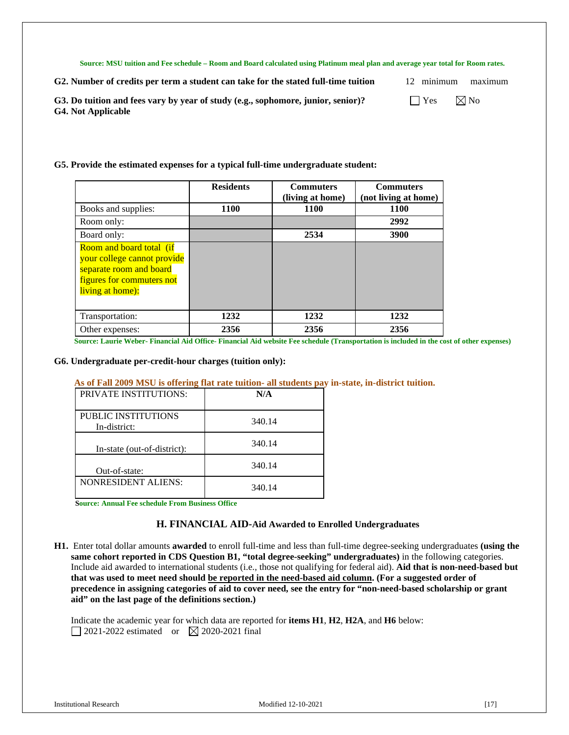**Source: MSU tuition and Fee schedule – Room and Board calculated using Platinum meal plan and average year total for Room rates.**

**G2. Number of credits per term a student can take for the stated full-time tuition** 12 minimum maximum

**G3. Do tuition and fees vary by year of study (e.g., sophomore, junior, senior)?** ☐ Yes ☒ No

**G4. Not Applicable**

**G5. Provide the estimated expenses for a typical full-time undergraduate student:**

| | Residents | Commuters (living at home) | Commuters (not living at home) |
|---|---|---|---|
| Books and supplies: | 1100 | 1100 | 1100 |
| Room only: | | | 2992 |
| Board only: | | 2534 | 3900 |
| Room and board total (if your college cannot provide separate room and board figures for commuters not living at home): | | | |
| Transportation: | 1232 | 1232 | 1232 |
| Other expenses: | 2356 | 2356 | 2356 |

**Source: Laurie Weber- Financial Aid Office- Financial Aid website Fee schedule (Transportation is included in the cost of other expenses)**

**G6. Undergraduate per-credit-hour charges (tuition only):**

**As of Fall 2009 MSU is offering flat rate tuition- all students pay in-state, in-district tuition.**

| PRIVATE INSTITUTIONS: | N/A |
|---|---|
| PUBLIC INSTITUTIONS In-district: | 340.14 |
| In-state (out-of-district): | 340.14 |
| Out-of-state: | 340.14 |
| NONRESIDENT ALIENS: | 340.14 |

**Source: Annual Fee schedule From Business Office**

## H. FINANCIAL AID-Aid Awarded to Enrolled Undergraduates

**H1.** Enter total dollar amounts **awarded** to enroll full-time and less than full-time degree-seeking undergraduates **(using the same cohort reported in CDS Question B1, "total degree-seeking" undergraduates)** in the following categories. Include aid awarded to international students (i.e., those not qualifying for federal aid). **Aid that is non-need-based but that was used to meet need should be reported in the need-based aid column. (For a suggested order of precedence in assigning categories of aid to cover need, see the entry for "non-need-based scholarship or grant aid" on the last page of the definitions section.)**

Indicate the academic year for which data are reported for **items H1**, **H2**, **H2A**, and **H6** below:
☐ 2021-2022 estimated or ☒ 2020-2021 final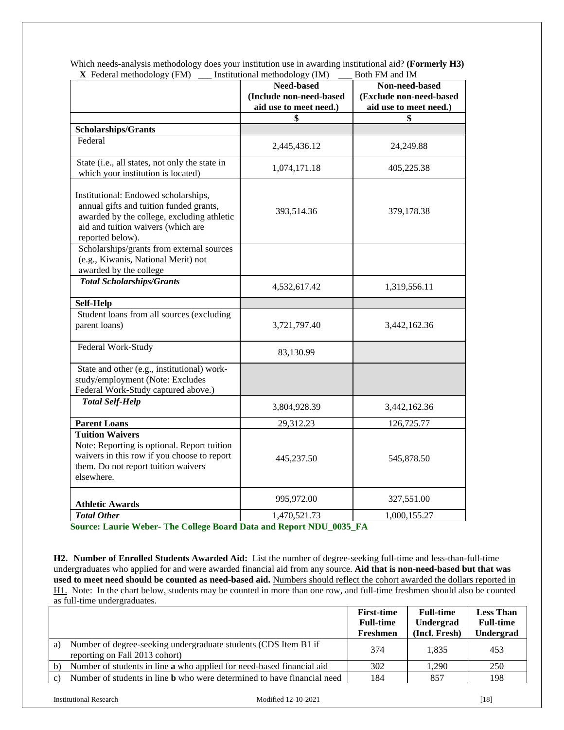Which needs-analysis methodology does your institution use in awarding institutional aid? **(Formerly H3)**
**X** Federal methodology (FM) ___ Institutional methodology (IM) ___ Both FM and IM

| | Need-based (Include non-need-based aid use to meet need.) | Non-need-based (Exclude non-need-based aid use to meet need.) |
|---|---|---|
| | $ | $ |
| **Scholarships/Grants** | | |
| Federal | 2,445,436.12 | 24,249.88 |
| State (i.e., all states, not only the state in which your institution is located) | 1,074,171.18 | 405,225.38 |
| Institutional: Endowed scholarships, annual gifts and tuition funded grants, awarded by the college, excluding athletic aid and tuition waivers (which are reported below). | 393,514.36 | 379,178.38 |
| Scholarships/grants from external sources (e.g., Kiwanis, National Merit) not awarded by the college | | |
| ***Total Scholarships/Grants*** | 4,532,617.42 | 1,319,556.11 |
| **Self-Help** | | |
| Student loans from all sources (excluding parent loans) | 3,721,797.40 | 3,442,162.36 |
| Federal Work-Study | 83,130.99 | |
| State and other (e.g., institutional) work-study/employment (Note: Excludes Federal Work-Study captured above.) | | |
| ***Total Self-Help*** | 3,804,928.39 | 3,442,162.36 |
| **Parent Loans** | 29,312.23 | 126,725.77 |
| **Tuition Waivers** Note: Reporting is optional. Report tuition waivers in this row if you choose to report them. Do not report tuition waivers elsewhere. | 445,237.50 | 545,878.50 |
| **Athletic Awards** | 995,972.00 | 327,551.00 |
| ***Total Other*** | 1,470,521.73 | 1,000,155.27 |

**Source: Laurie Weber- The College Board Data and Report NDU_0035_FA**

**H2. Number of Enrolled Students Awarded Aid:** List the number of degree-seeking full-time and less-than-full-time undergraduates who applied for and were awarded financial aid from any source. **Aid that is non-need-based but that was used to meet need should be counted as need-based aid.** Numbers should reflect the cohort awarded the dollars reported in H1. Note: In the chart below, students may be counted in more than one row, and full-time freshmen should also be counted as full-time undergraduates.

| | | First-time Full-time Freshmen | Full-time Undergrad (Incl. Fresh) | Less Than Full-time Undergrad |
|---|---|---|---|---|
| a) | Number of degree-seeking undergraduate students (CDS Item B1 if reporting on Fall 2013 cohort) | 374 | 1,835 | 453 |
| b) | Number of students in line **a** who applied for need-based financial aid | 302 | 1,290 | 250 |
| c) | Number of students in line **b** who were determined to have financial need | 184 | 857 | 198 |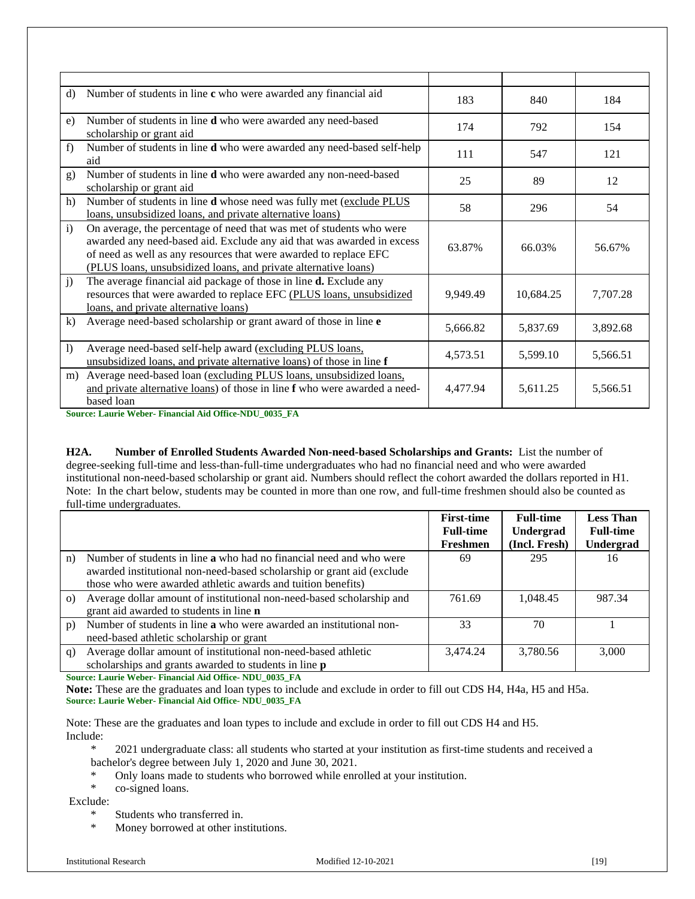| | | | |
|---|---|---|---|
| d) Number of students in line **c** who were awarded any financial aid | 183 | 840 | 184 |
| e) Number of students in line **d** who were awarded any need-based scholarship or grant aid | 174 | 792 | 154 |
| f) Number of students in line **d** who were awarded any need-based self-help aid | 111 | 547 | 121 |
| g) Number of students in line **d** who were awarded any non-need-based scholarship or grant aid | 25 | 89 | 12 |
| h) Number of students in line **d** whose need was fully met (exclude PLUS loans, unsubsidized loans, and private alternative loans) | 58 | 296 | 54 |
| i) On average, the percentage of need that was met of students who were awarded any need-based aid. Exclude any aid that was awarded in excess of need as well as any resources that were awarded to replace EFC (PLUS loans, unsubsidized loans, and private alternative loans) | 63.87% | 66.03% | 56.67% |
| j) The average financial aid package of those in line **d.** Exclude any resources that were awarded to replace EFC (PLUS loans, unsubsidized loans, and private alternative loans) | 9,949.49 | 10,684.25 | 7,707.28 |
| k) Average need-based scholarship or grant award of those in line **e** | 5,666.82 | 5,837.69 | 3,892.68 |
| l) Average need-based self-help award (excluding PLUS loans, unsubsidized loans, and private alternative loans) of those in line **f** | 4,573.51 | 5,599.10 | 5,566.51 |
| m) Average need-based loan (excluding PLUS loans, unsubsidized loans, and private alternative loans) of those in line **f** who were awarded a need-based loan | 4,477.94 | 5,611.25 | 5,566.51 |

**Source: Laurie Weber- Financial Aid Office-NDU_0035_FA**

**H2A. Number of Enrolled Students Awarded Non-need-based Scholarships and Grants:** List the number of degree-seeking full-time and less-than-full-time undergraduates who had no financial need and who were awarded institutional non-need-based scholarship or grant aid. Numbers should reflect the cohort awarded the dollars reported in H1. Note: In the chart below, students may be counted in more than one row, and full-time freshmen should also be counted as full-time undergraduates.

| | First-time Full-time Freshmen | Full-time Undergrad (Incl. Fresh) | Less Than Full-time Undergrad |
|---|---|---|---|
| n) Number of students in line **a** who had no financial need and who were awarded institutional non-need-based scholarship or grant aid (exclude those who were awarded athletic awards and tuition benefits) | 69 | 295 | 16 |
| o) Average dollar amount of institutional non-need-based scholarship and grant aid awarded to students in line **n** | 761.69 | 1,048.45 | 987.34 |
| p) Number of students in line **a** who were awarded an institutional non-need-based athletic scholarship or grant | 33 | 70 | 1 |
| q) Average dollar amount of institutional non-need-based athletic scholarships and grants awarded to students in line **p** | 3,474.24 | 3,780.56 | 3,000 |

**Source: Laurie Weber- Financial Aid Office- NDU_0035_FA**

**Note:** These are the graduates and loan types to include and exclude in order to fill out CDS H4, H4a, H5 and H5a.
**Source: Laurie Weber- Financial Aid Office- NDU_0035_FA**

Note: These are the graduates and loan types to include and exclude in order to fill out CDS H4 and H5.
Include:

* 2021 undergraduate class: all students who started at your institution as first-time students and received a bachelor's degree between July 1, 2020 and June 30, 2021.
* Only loans made to students who borrowed while enrolled at your institution.
* co-signed loans.

Exclude:

* Students who transferred in.
* Money borrowed at other institutions.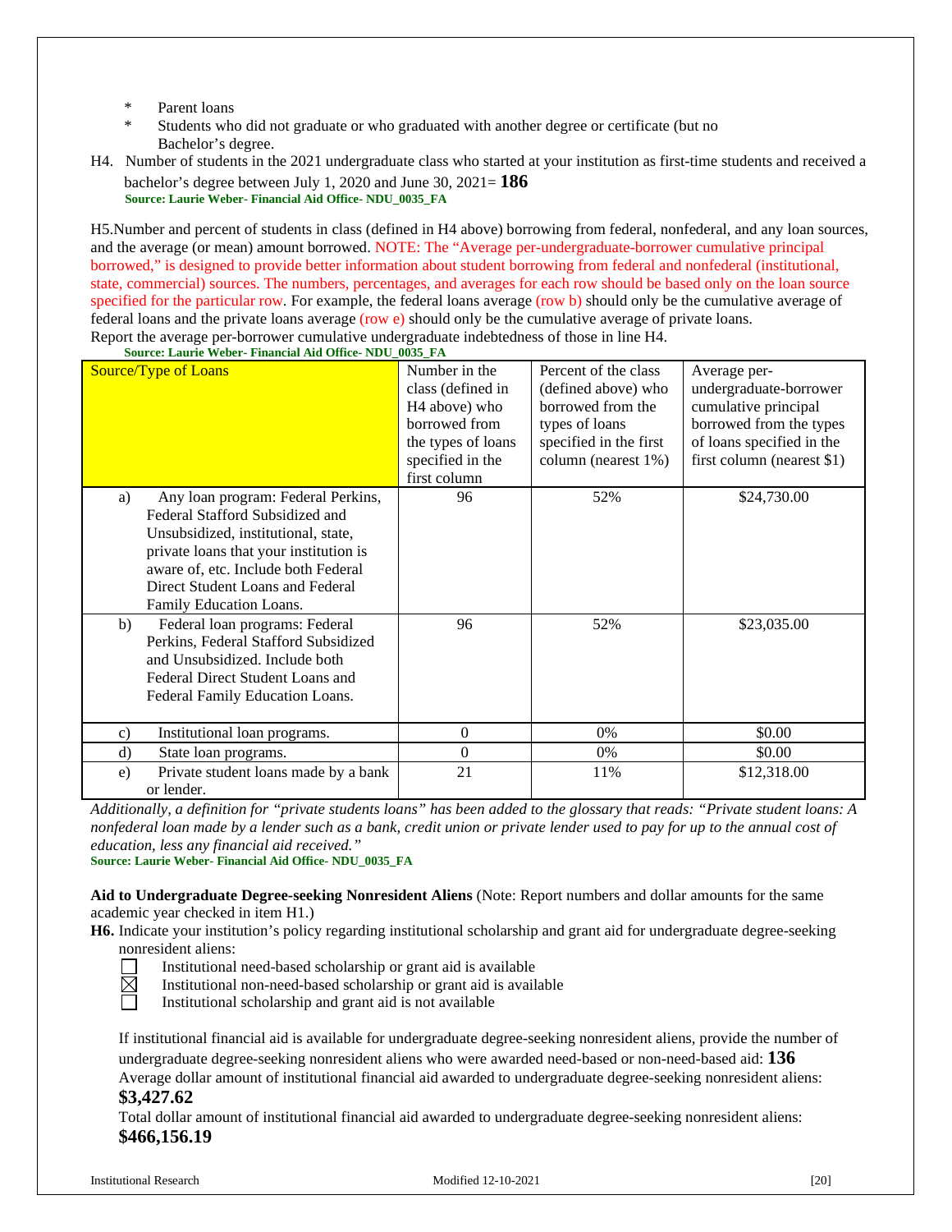* Parent loans
* Students who did not graduate or who graduated with another degree or certificate (but no Bachelor's degree.

H4. Number of students in the 2021 undergraduate class who started at your institution as first-time students and received a bachelor's degree between July 1, 2020 and June 30, 2021= **186**
**Source: Laurie Weber- Financial Aid Office- NDU_0035_FA**

H5.Number and percent of students in class (defined in H4 above) borrowing from federal, nonfederal, and any loan sources, and the average (or mean) amount borrowed. NOTE: The "Average per-undergraduate-borrower cumulative principal borrowed," is designed to provide better information about student borrowing from federal and nonfederal (institutional, state, commercial) sources. The numbers, percentages, and averages for each row should be based only on the loan source specified for the particular row. For example, the federal loans average (row b) should only be the cumulative average of federal loans and the private loans average (row e) should only be the cumulative average of private loans.
Report the average per-borrower cumulative undergraduate indebtedness of those in line H4.
**Source: Laurie Weber- Financial Aid Office- NDU_0035_FA**

| Source/Type of Loans | Number in the class (defined in H4 above) who borrowed from the types of loans specified in the first column | Percent of the class (defined above) who borrowed from the types of loans specified in the first column (nearest 1%) | Average per-undergraduate-borrower cumulative principal borrowed from the types of loans specified in the first column (nearest $1) |
|---|---|---|---|
| a) Any loan program: Federal Perkins, Federal Stafford Subsidized and Unsubsidized, institutional, state, private loans that your institution is aware of, etc. Include both Federal Direct Student Loans and Federal Family Education Loans. | 96 | 52% | $24,730.00 |
| b) Federal loan programs: Federal Perkins, Federal Stafford Subsidized and Unsubsidized. Include both Federal Direct Student Loans and Federal Family Education Loans. | 96 | 52% | $23,035.00 |
| c) Institutional loan programs. | 0 | 0% | $0.00 |
| d) State loan programs. | 0 | 0% | $0.00 |
| e) Private student loans made by a bank or lender. | 21 | 11% | $12,318.00 |

*Additionally, a definition for "private students loans" has been added to the glossary that reads: "Private student loans: A nonfederal loan made by a lender such as a bank, credit union or private lender used to pay for up to the annual cost of education, less any financial aid received."*
**Source: Laurie Weber- Financial Aid Office- NDU_0035_FA**

**Aid to Undergraduate Degree-seeking Nonresident Aliens** (Note: Report numbers and dollar amounts for the same academic year checked in item H1.)

**H6.** Indicate your institution's policy regarding institutional scholarship and grant aid for undergraduate degree-seeking nonresident aliens:

- ☐ Institutional need-based scholarship or grant aid is available
- ☒ Institutional non-need-based scholarship or grant aid is available
- ☐ Institutional scholarship and grant aid is not available

If institutional financial aid is available for undergraduate degree-seeking nonresident aliens, provide the number of undergraduate degree-seeking nonresident aliens who were awarded need-based or non-need-based aid: **136**

Average dollar amount of institutional financial aid awarded to undergraduate degree-seeking nonresident aliens: **$3,427.62**

Total dollar amount of institutional financial aid awarded to undergraduate degree-seeking nonresident aliens: **$466,156.19**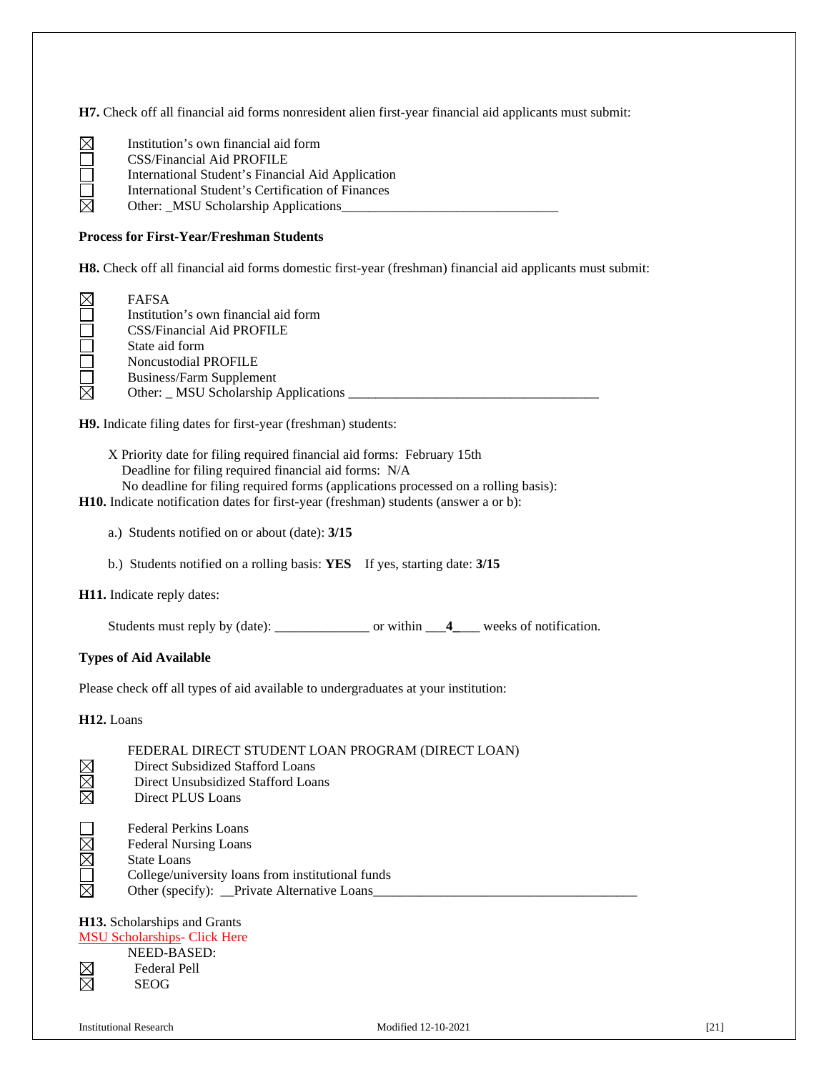**H7.** Check off all financial aid forms nonresident alien first-year financial aid applicants must submit:

☒ Institution's own financial aid form
☐ CSS/Financial Aid PROFILE
☐ International Student's Financial Aid Application
☐ International Student's Certification of Finances
☒ Other: _MSU Scholarship Applications_______________________________

**Process for First-Year/Freshman Students**

**H8.** Check off all financial aid forms domestic first-year (freshman) financial aid applicants must submit:

☒ FAFSA
☐ Institution's own financial aid form
☐ CSS/Financial Aid PROFILE
☐ State aid form
☐ Noncustodial PROFILE
☐ Business/Farm Supplement
☒ Other: _ MSU Scholarship Applications _____________________________________

**H9.** Indicate filing dates for first-year (freshman) students:

X Priority date for filing required financial aid forms: February 15th
Deadline for filing required financial aid forms: N/A
No deadline for filing required forms (applications processed on a rolling basis):

**H10.** Indicate notification dates for first-year (freshman) students (answer a or b):

a.) Students notified on or about (date): **3/15**

b.) Students notified on a rolling basis: **YES** If yes, starting date: **3/15**

**H11.** Indicate reply dates:

Students must reply by (date): ______________ or within ___**4**____ weeks of notification.

**Types of Aid Available**

Please check off all types of aid available to undergraduates at your institution:

**H12.** Loans

FEDERAL DIRECT STUDENT LOAN PROGRAM (DIRECT LOAN)
☒ Direct Subsidized Stafford Loans
☒ Direct Unsubsidized Stafford Loans
☒ Direct PLUS Loans

☐ Federal Perkins Loans
☒ Federal Nursing Loans
☒ State Loans
☐ College/university loans from institutional funds
☒ Other (specify): __Private Alternative Loans_______________________________________

**H13.** Scholarships and Grants
MSU Scholarships- Click Here

NEED-BASED:
☒ Federal Pell
☒ SEOG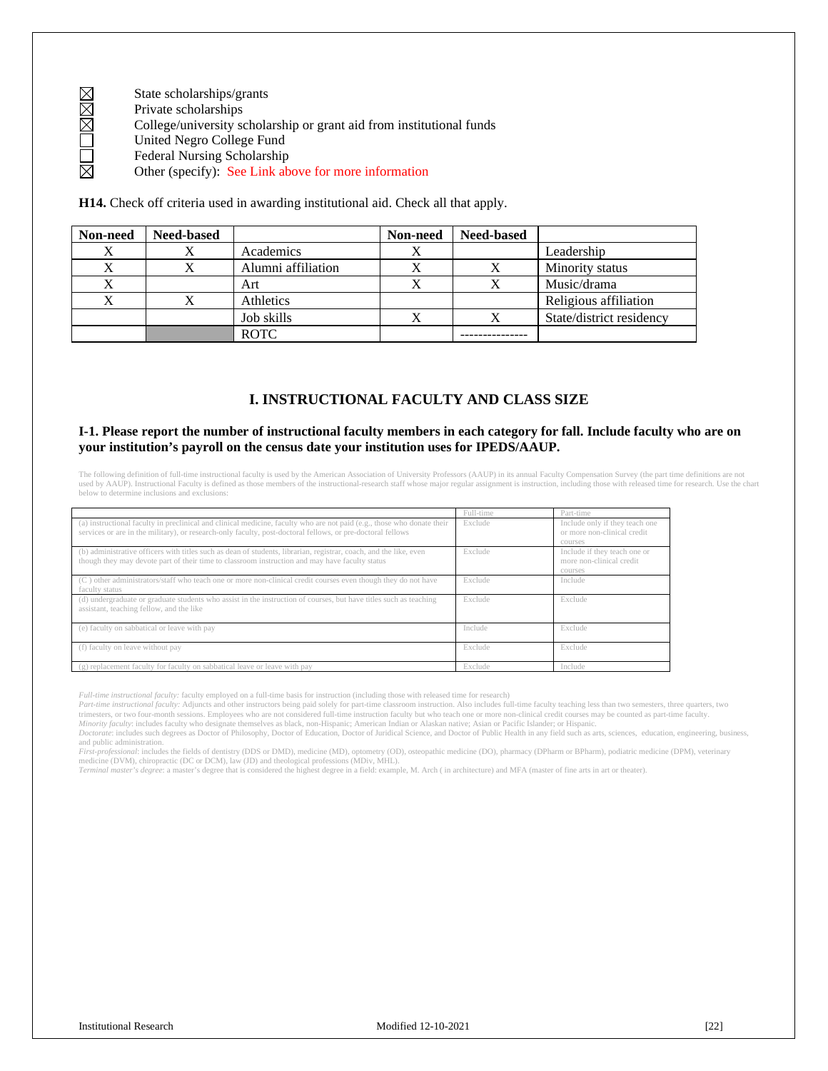- ☒ State scholarships/grants
- ☒ Private scholarships
- ☒ College/university scholarship or grant aid from institutional funds
- ☐ United Negro College Fund
- ☐ Federal Nursing Scholarship
- ☒ Other (specify): See Link above for more information

**H14.** Check off criteria used in awarding institutional aid. Check all that apply.

| Non-need | Need-based | | Non-need | Need-based | |
|---|---|---|---|---|---|
| X | X | Academics | X | | Leadership |
| X | X | Alumni affiliation | X | X | Minority status |
| X | | Art | X | X | Music/drama |
| X | X | Athletics | | | Religious affiliation |
| | | Job skills | X | X | State/district residency |
| | | ROTC | | --------------- | |

## I. INSTRUCTIONAL FACULTY AND CLASS SIZE

### I-1. Please report the number of instructional faculty members in each category for fall. Include faculty who are on your institution's payroll on the census date your institution uses for IPEDS/AAUP.

The following definition of full-time instructional faculty is used by the American Association of University Professors (AAUP) in its annual Faculty Compensation Survey (the part time definitions are not used by AAUP). Instructional Faculty is defined as those members of the instructional-research staff whose major regular assignment is instruction, including those with released time for research. Use the chart below to determine inclusions and exclusions:

| | Full-time | Part-time |
|---|---|---|
| (a) instructional faculty in preclinical and clinical medicine, faculty who are not paid (e.g., those who donate their services or are in the military), or research-only faculty, post-doctoral fellows, or pre-doctoral fellows | Exclude | Include only if they teach one or more non-clinical credit courses |
| (b) administrative officers with titles such as dean of students, librarian, registrar, coach, and the like, even though they may devote part of their time to classroom instruction and may have faculty status | Exclude | Include if they teach one or more non-clinical credit courses |
| (C ) other administrators/staff who teach one or more non-clinical credit courses even though they do not have faculty status | Exclude | Include |
| (d) undergraduate or graduate students who assist in the instruction of courses, but have titles such as teaching assistant, teaching fellow, and the like | Exclude | Exclude |
| (e) faculty on sabbatical or leave with pay | Include | Exclude |
| (f) faculty on leave without pay | Exclude | Exclude |
| (g) replacement faculty for faculty on sabbatical leave or leave with pay | Exclude | Include |

*Full-time instructional faculty:* faculty employed on a full-time basis for instruction (including those with released time for research)
*Part-time instructional faculty:* Adjuncts and other instructors being paid solely for part-time classroom instruction. Also includes full-time faculty teaching less than two semesters, three quarters, two trimesters, or two four-month sessions. Employees who are not considered full-time instruction faculty but who teach one or more non-clinical credit courses may be counted as part-time faculty.
*Minority faculty*: includes faculty who designate themselves as black, non-Hispanic; American Indian or Alaskan native; Asian or Pacific Islander; or Hispanic.
*Doctorate*: includes such degrees as Doctor of Philosophy, Doctor of Education, Doctor of Juridical Science, and Doctor of Public Health in any field such as arts, sciences, education, engineering, business, and public administration.
*First-professional*: includes the fields of dentistry (DDS or DMD), medicine (MD), optometry (OD), osteopathic medicine (DO), pharmacy (DPharm or BPharm), podiatric medicine (DPM), veterinary medicine (DVM), chiropractic (DC or DCM), law (JD) and theological professions (MDiv, MHL).
*Terminal master's degree*: a master's degree that is considered the highest degree in a field: example, M. Arch ( in architecture) and MFA (master of fine arts in art or theater).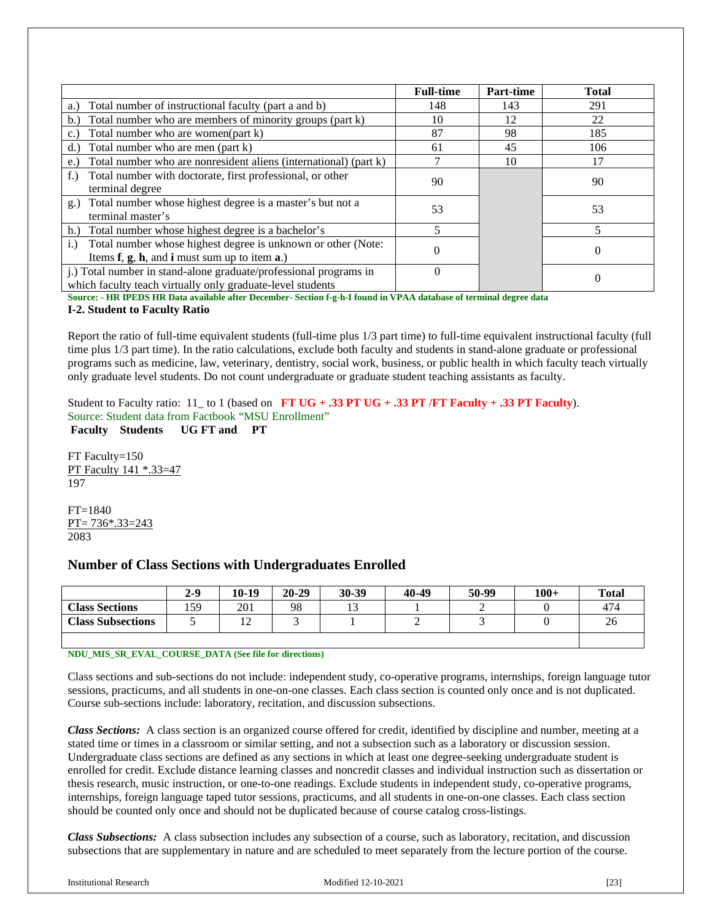| | Full-time | Part-time | Total |
|---|---|---|---|
| a.) Total number of instructional faculty (part a and b) | 148 | 143 | 291 |
| b.) Total number who are members of minority groups (part k) | 10 | 12 | 22 |
| c.) Total number who are women(part k) | 87 | 98 | 185 |
| d.) Total number who are men (part k) | 61 | 45 | 106 |
| e.) Total number who are nonresident aliens (international) (part k) | 7 | 10 | 17 |
| f.) Total number with doctorate, first professional, or other terminal degree | 90 | | 90 |
| g.) Total number whose highest degree is a master's but not a terminal master's | 53 | | 53 |
| h.) Total number whose highest degree is a bachelor's | 5 | | 5 |
| i.) Total number whose highest degree is unknown or other (Note: Items **f**, **g**, **h**, and **i** must sum up to item **a**.) | 0 | | 0 |
| j.) Total number in stand-alone graduate/professional programs in which faculty teach virtually only graduate-level students | 0 | | 0 |

**Source: - HR IPEDS HR Data available after December- Section f-g-h-I found in VPAA database of terminal degree data**

**I-2. Student to Faculty Ratio**

Report the ratio of full-time equivalent students (full-time plus 1/3 part time) to full-time equivalent instructional faculty (full time plus 1/3 part time). In the ratio calculations, exclude both faculty and students in stand-alone graduate or professional programs such as medicine, law, veterinary, dentistry, social work, business, or public health in which faculty teach virtually only graduate level students. Do not count undergraduate or graduate student teaching assistants as faculty.

Student to Faculty ratio: 11_ to 1 (based on **FT UG + .33 PT UG + .33 PT /FT Faculty + .33 PT Faculty**).
Source: Student data from Factbook "MSU Enrollment"

**Faculty Students UG FT and PT**

FT Faculty=150
PT Faculty 141 *.33=47
197

FT=1840
PT= 736*.33=243
2083

## Number of Class Sections with Undergraduates Enrolled

| | 2-9 | 10-19 | 20-29 | 30-39 | 40-49 | 50-99 | 100+ | Total |
|---|---|---|---|---|---|---|---|---|
| **Class Sections** | 159 | 201 | 98 | 13 | 1 | 2 | 0 | 474 |
| **Class Subsections** | 5 | 12 | 3 | 1 | 2 | 3 | 0 | 26 |
| | | | | | | | | |

**NDU_MIS_SR_EVAL_COURSE_DATA (See file for directions)**

Class sections and sub-sections do not include: independent study, co-operative programs, internships, foreign language tutor sessions, practicums, and all students in one-on-one classes. Each class section is counted only once and is not duplicated. Course sub-sections include: laboratory, recitation, and discussion subsections.

***Class Sections:*** A class section is an organized course offered for credit, identified by discipline and number, meeting at a stated time or times in a classroom or similar setting, and not a subsection such as a laboratory or discussion session. Undergraduate class sections are defined as any sections in which at least one degree-seeking undergraduate student is enrolled for credit. Exclude distance learning classes and noncredit classes and individual instruction such as dissertation or thesis research, music instruction, or one-to-one readings. Exclude students in independent study, co-operative programs, internships, foreign language taped tutor sessions, practicums, and all students in one-on-one classes. Each class section should be counted only once and should not be duplicated because of course catalog cross-listings.

***Class Subsections:*** A class subsection includes any subsection of a course, such as laboratory, recitation, and discussion subsections that are supplementary in nature and are scheduled to meet separately from the lecture portion of the course.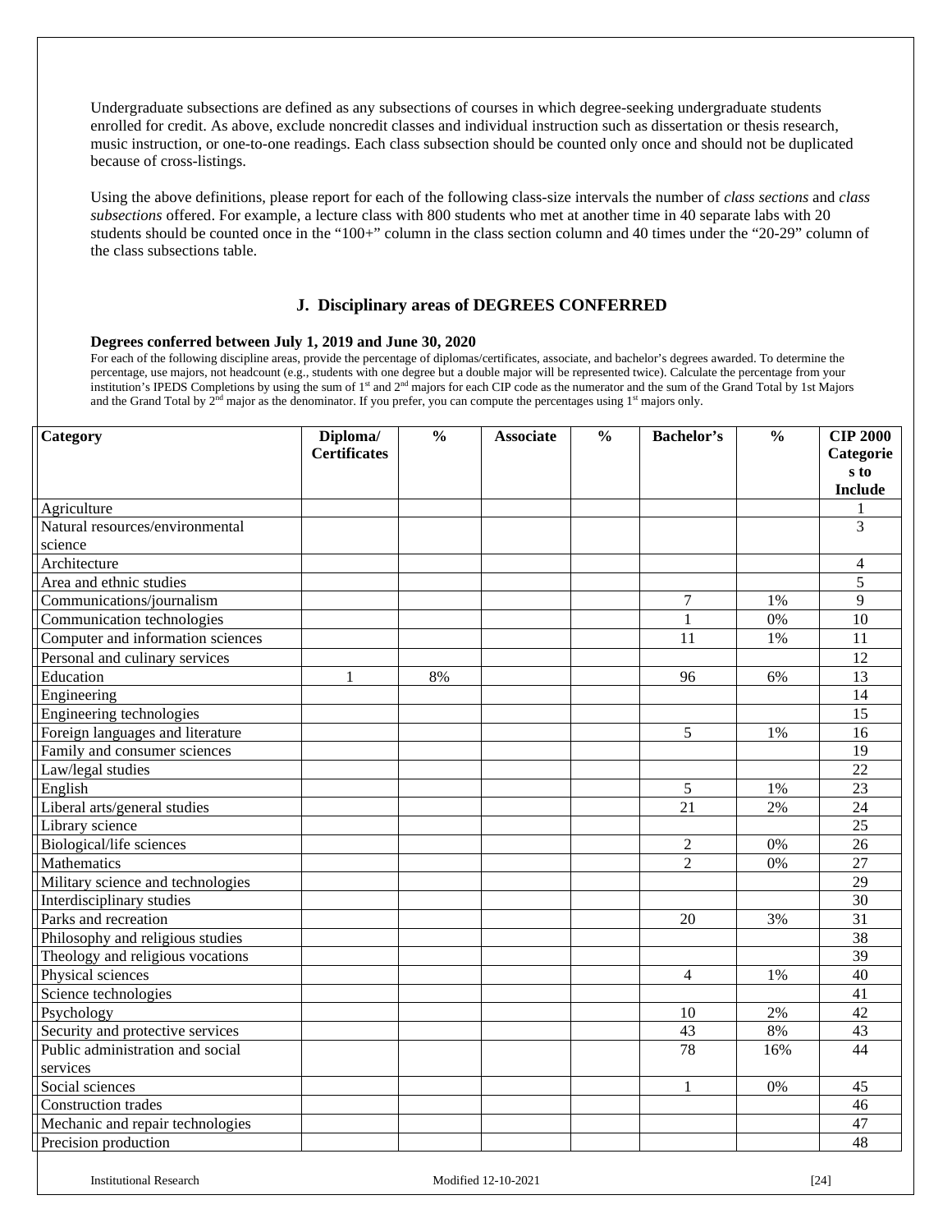Undergraduate subsections are defined as any subsections of courses in which degree-seeking undergraduate students enrolled for credit. As above, exclude noncredit classes and individual instruction such as dissertation or thesis research, music instruction, or one-to-one readings. Each class subsection should be counted only once and should not be duplicated because of cross-listings.

Using the above definitions, please report for each of the following class-size intervals the number of *class sections* and *class subsections* offered. For example, a lecture class with 800 students who met at another time in 40 separate labs with 20 students should be counted once in the "100+" column in the class section column and 40 times under the "20-29" column of the class subsections table.

## J. Disciplinary areas of DEGREES CONFERRED

**Degrees conferred between July 1, 2019 and June 30, 2020**

For each of the following discipline areas, provide the percentage of diplomas/certificates, associate, and bachelor's degrees awarded. To determine the percentage, use majors, not headcount (e.g., students with one degree but a double major will be represented twice). Calculate the percentage from your institution's IPEDS Completions by using the sum of 1st and 2nd majors for each CIP code as the numerator and the sum of the Grand Total by 1st Majors and the Grand Total by 2nd major as the denominator. If you prefer, you can compute the percentages using 1st majors only.

| Category | Diploma/ Certificates | % | Associate | % | Bachelor's | % | CIP 2000 Categories to Include |
|---|---|---|---|---|---|---|---|
| Agriculture | | | | | | | 1 |
| Natural resources/environmental science | | | | | | | 3 |
| Architecture | | | | | | | 4 |
| Area and ethnic studies | | | | | | | 5 |
| Communications/journalism | | | | | 7 | 1% | 9 |
| Communication technologies | | | | | 1 | 0% | 10 |
| Computer and information sciences | | | | | 11 | 1% | 11 |
| Personal and culinary services | | | | | | | 12 |
| Education | 1 | 8% | | | 96 | 6% | 13 |
| Engineering | | | | | | | 14 |
| Engineering technologies | | | | | | | 15 |
| Foreign languages and literature | | | | | 5 | 1% | 16 |
| Family and consumer sciences | | | | | | | 19 |
| Law/legal studies | | | | | | | 22 |
| English | | | | | 5 | 1% | 23 |
| Liberal arts/general studies | | | | | 21 | 2% | 24 |
| Library science | | | | | | | 25 |
| Biological/life sciences | | | | | 2 | 0% | 26 |
| Mathematics | | | | | 2 | 0% | 27 |
| Military science and technologies | | | | | | | 29 |
| Interdisciplinary studies | | | | | | | 30 |
| Parks and recreation | | | | | 20 | 3% | 31 |
| Philosophy and religious studies | | | | | | | 38 |
| Theology and religious vocations | | | | | | | 39 |
| Physical sciences | | | | | 4 | 1% | 40 |
| Science technologies | | | | | | | 41 |
| Psychology | | | | | 10 | 2% | 42 |
| Security and protective services | | | | | 43 | 8% | 43 |
| Public administration and social services | | | | | 78 | 16% | 44 |
| Social sciences | | | | | 1 | 0% | 45 |
| Construction trades | | | | | | | 46 |
| Mechanic and repair technologies | | | | | | | 47 |
| Precision production | | | | | | | 48 |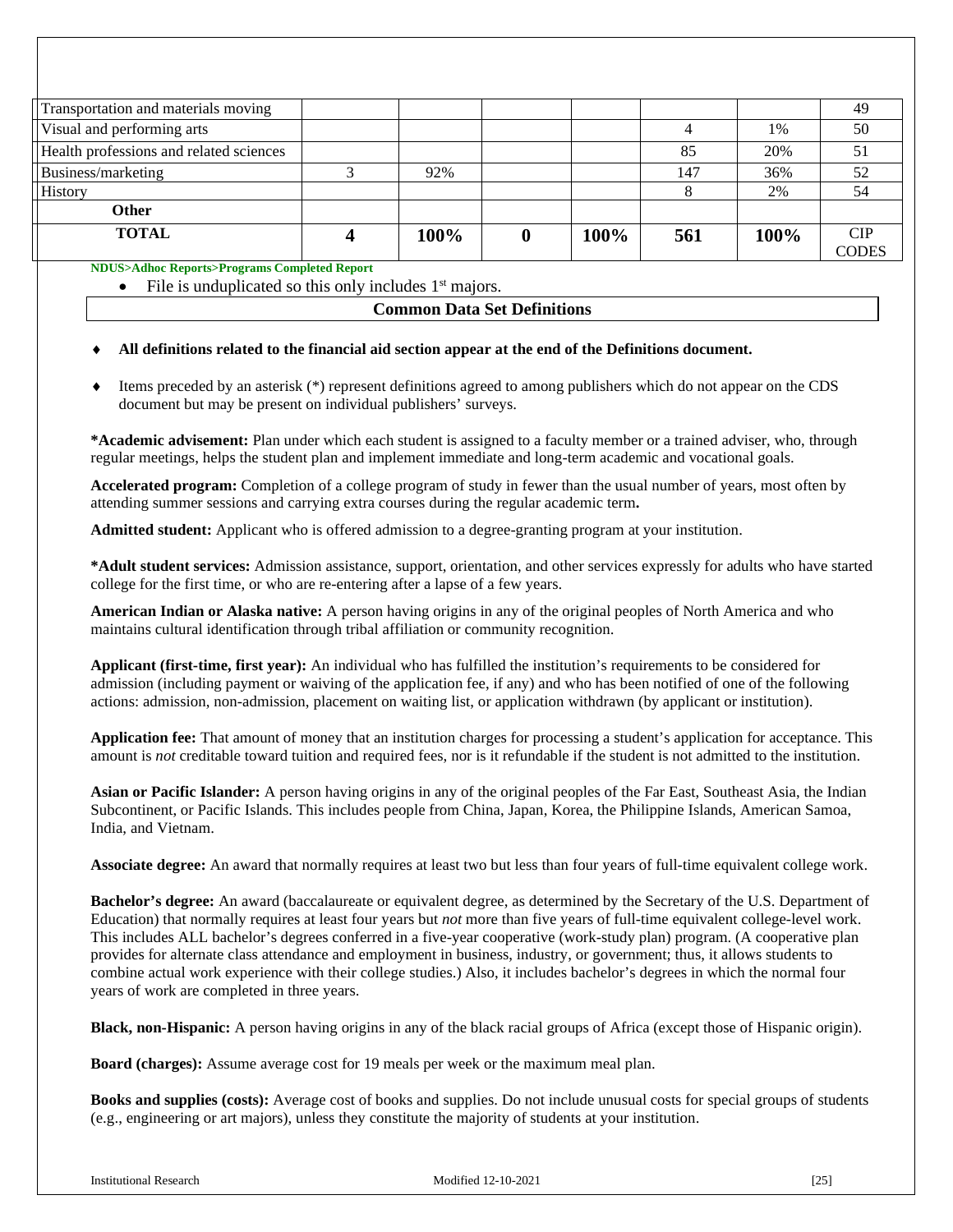| | | | | | | | |
|---|---|---|---|---|---|---|---|
| Transportation and materials moving | | | | | | | 49 |
| Visual and performing arts | | | | | 4 | 1% | 50 |
| Health professions and related sciences | | | | | 85 | 20% | 51 |
| Business/marketing | 3 | 92% | | | 147 | 36% | 52 |
| History | | | | | 8 | 2% | 54 |
| **Other** | | | | | | | |
| **TOTAL** | **4** | **100%** | **0** | **100%** | **561** | **100%** | CIP CODES |

**NDUS>Adhoc Reports>Programs Completed Report**

- File is unduplicated so this only includes 1st majors.

## Common Data Set Definitions

- **All definitions related to the financial aid section appear at the end of the Definitions document.**
- Items preceded by an asterisk (*) represent definitions agreed to among publishers which do not appear on the CDS document but may be present on individual publishers' surveys.

**\*Academic advisement:** Plan under which each student is assigned to a faculty member or a trained adviser, who, through regular meetings, helps the student plan and implement immediate and long-term academic and vocational goals.

**Accelerated program:** Completion of a college program of study in fewer than the usual number of years, most often by attending summer sessions and carrying extra courses during the regular academic term**.**

**Admitted student:** Applicant who is offered admission to a degree-granting program at your institution.

**\*Adult student services:** Admission assistance, support, orientation, and other services expressly for adults who have started college for the first time, or who are re-entering after a lapse of a few years.

**American Indian or Alaska native:** A person having origins in any of the original peoples of North America and who maintains cultural identification through tribal affiliation or community recognition.

**Applicant (first-time, first year):** An individual who has fulfilled the institution's requirements to be considered for admission (including payment or waiving of the application fee, if any) and who has been notified of one of the following actions: admission, non-admission, placement on waiting list, or application withdrawn (by applicant or institution).

**Application fee:** That amount of money that an institution charges for processing a student's application for acceptance. This amount is *not* creditable toward tuition and required fees, nor is it refundable if the student is not admitted to the institution.

**Asian or Pacific Islander:** A person having origins in any of the original peoples of the Far East, Southeast Asia, the Indian Subcontinent, or Pacific Islands. This includes people from China, Japan, Korea, the Philippine Islands, American Samoa, India, and Vietnam.

**Associate degree:** An award that normally requires at least two but less than four years of full-time equivalent college work.

**Bachelor's degree:** An award (baccalaureate or equivalent degree, as determined by the Secretary of the U.S. Department of Education) that normally requires at least four years but *not* more than five years of full-time equivalent college-level work. This includes ALL bachelor's degrees conferred in a five-year cooperative (work-study plan) program. (A cooperative plan provides for alternate class attendance and employment in business, industry, or government; thus, it allows students to combine actual work experience with their college studies.) Also, it includes bachelor's degrees in which the normal four years of work are completed in three years.

**Black, non-Hispanic:** A person having origins in any of the black racial groups of Africa (except those of Hispanic origin).

**Board (charges):** Assume average cost for 19 meals per week or the maximum meal plan.

**Books and supplies (costs):** Average cost of books and supplies. Do not include unusual costs for special groups of students (e.g., engineering or art majors), unless they constitute the majority of students at your institution.

Institutional Research Modified 12-10-2021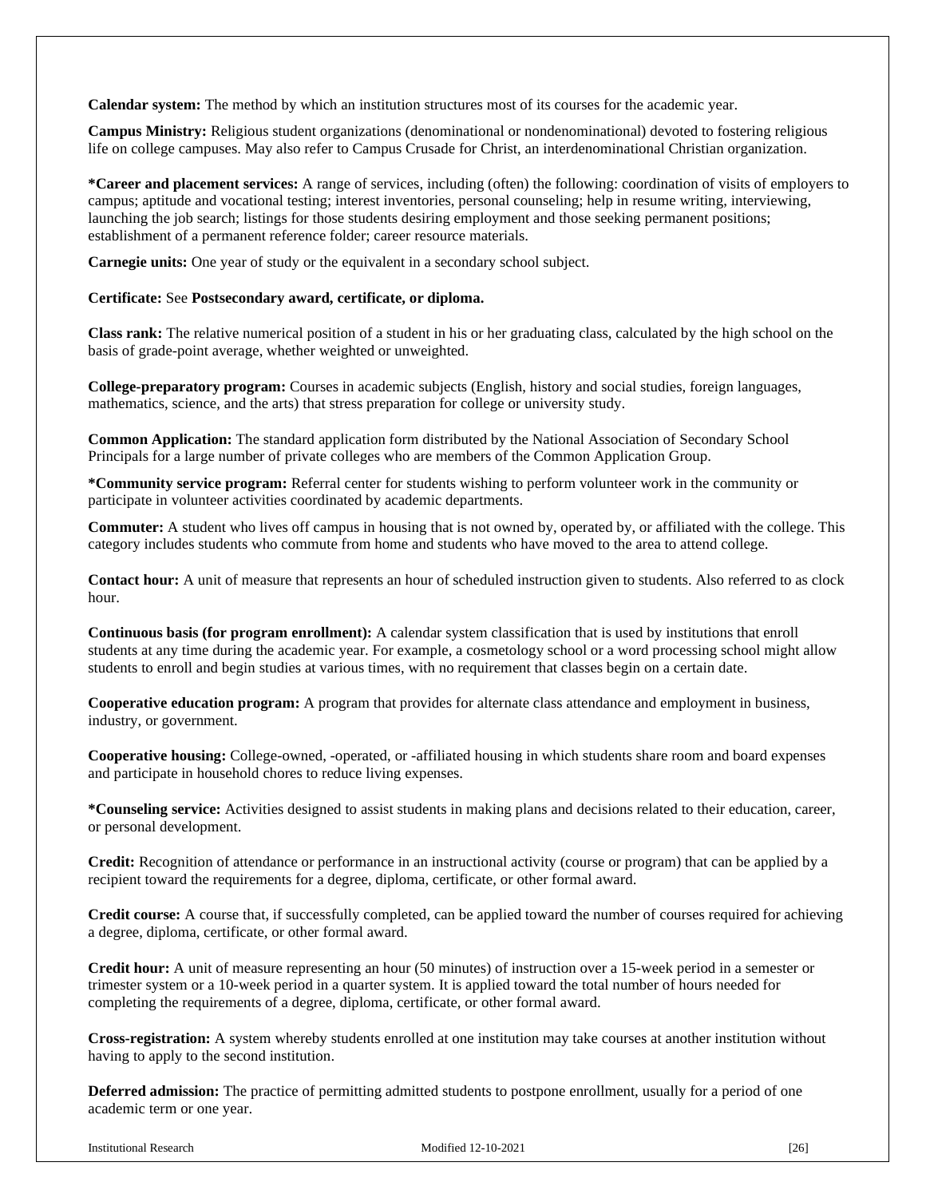**Calendar system:** The method by which an institution structures most of its courses for the academic year.

**Campus Ministry:** Religious student organizations (denominational or nondenominational) devoted to fostering religious life on college campuses. May also refer to Campus Crusade for Christ, an interdenominational Christian organization.

***Career and placement services:** A range of services, including (often) the following: coordination of visits of employers to campus; aptitude and vocational testing; interest inventories, personal counseling; help in resume writing, interviewing, launching the job search; listings for those students desiring employment and those seeking permanent positions; establishment of a permanent reference folder; career resource materials.

**Carnegie units:** One year of study or the equivalent in a secondary school subject.

**Certificate:** See **Postsecondary award, certificate, or diploma.**

**Class rank:** The relative numerical position of a student in his or her graduating class, calculated by the high school on the basis of grade-point average, whether weighted or unweighted.

**College-preparatory program:** Courses in academic subjects (English, history and social studies, foreign languages, mathematics, science, and the arts) that stress preparation for college or university study.

**Common Application:** The standard application form distributed by the National Association of Secondary School Principals for a large number of private colleges who are members of the Common Application Group.

***Community service program:** Referral center for students wishing to perform volunteer work in the community or participate in volunteer activities coordinated by academic departments.

**Commuter:** A student who lives off campus in housing that is not owned by, operated by, or affiliated with the college. This category includes students who commute from home and students who have moved to the area to attend college.

**Contact hour:** A unit of measure that represents an hour of scheduled instruction given to students. Also referred to as clock hour.

**Continuous basis (for program enrollment):** A calendar system classification that is used by institutions that enroll students at any time during the academic year. For example, a cosmetology school or a word processing school might allow students to enroll and begin studies at various times, with no requirement that classes begin on a certain date.

**Cooperative education program:** A program that provides for alternate class attendance and employment in business, industry, or government.

**Cooperative housing:** College-owned, -operated, or -affiliated housing in which students share room and board expenses and participate in household chores to reduce living expenses.

***Counseling service:** Activities designed to assist students in making plans and decisions related to their education, career, or personal development.

**Credit:** Recognition of attendance or performance in an instructional activity (course or program) that can be applied by a recipient toward the requirements for a degree, diploma, certificate, or other formal award.

**Credit course:** A course that, if successfully completed, can be applied toward the number of courses required for achieving a degree, diploma, certificate, or other formal award.

**Credit hour:** A unit of measure representing an hour (50 minutes) of instruction over a 15-week period in a semester or trimester system or a 10-week period in a quarter system. It is applied toward the total number of hours needed for completing the requirements of a degree, diploma, certificate, or other formal award.

**Cross-registration:** A system whereby students enrolled at one institution may take courses at another institution without having to apply to the second institution.

**Deferred admission:** The practice of permitting admitted students to postpone enrollment, usually for a period of one academic term or one year.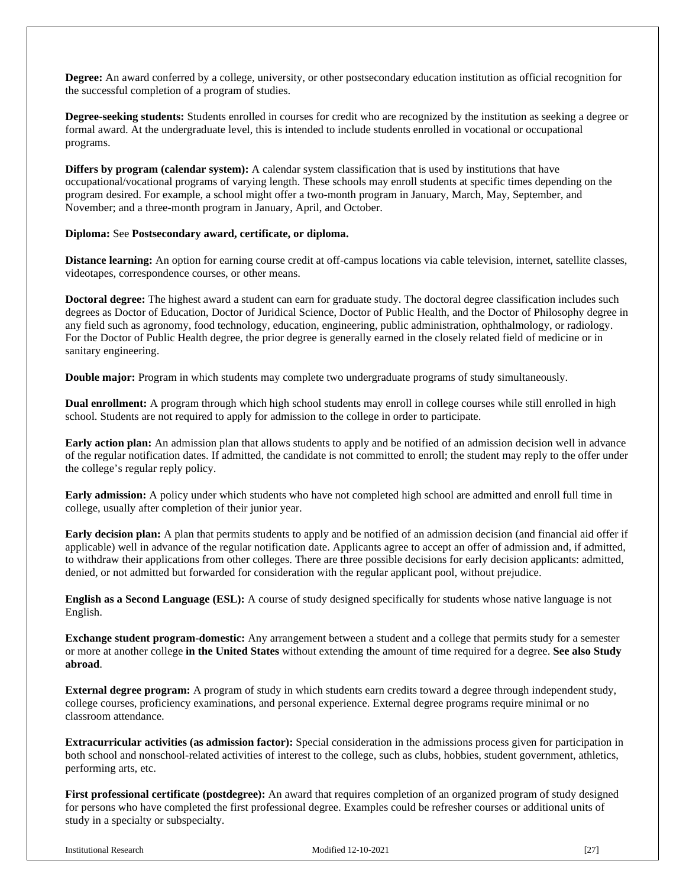**Degree:** An award conferred by a college, university, or other postsecondary education institution as official recognition for the successful completion of a program of studies.

**Degree-seeking students:** Students enrolled in courses for credit who are recognized by the institution as seeking a degree or formal award. At the undergraduate level, this is intended to include students enrolled in vocational or occupational programs.

**Differs by program (calendar system):** A calendar system classification that is used by institutions that have occupational/vocational programs of varying length. These schools may enroll students at specific times depending on the program desired. For example, a school might offer a two-month program in January, March, May, September, and November; and a three-month program in January, April, and October.

**Diploma:** See **Postsecondary award, certificate, or diploma.**

**Distance learning:** An option for earning course credit at off-campus locations via cable television, internet, satellite classes, videotapes, correspondence courses, or other means.

**Doctoral degree:** The highest award a student can earn for graduate study. The doctoral degree classification includes such degrees as Doctor of Education, Doctor of Juridical Science, Doctor of Public Health, and the Doctor of Philosophy degree in any field such as agronomy, food technology, education, engineering, public administration, ophthalmology, or radiology. For the Doctor of Public Health degree, the prior degree is generally earned in the closely related field of medicine or in sanitary engineering.

**Double major:** Program in which students may complete two undergraduate programs of study simultaneously.

**Dual enrollment:** A program through which high school students may enroll in college courses while still enrolled in high school. Students are not required to apply for admission to the college in order to participate.

**Early action plan:** An admission plan that allows students to apply and be notified of an admission decision well in advance of the regular notification dates. If admitted, the candidate is not committed to enroll; the student may reply to the offer under the college's regular reply policy.

**Early admission:** A policy under which students who have not completed high school are admitted and enroll full time in college, usually after completion of their junior year.

**Early decision plan:** A plan that permits students to apply and be notified of an admission decision (and financial aid offer if applicable) well in advance of the regular notification date. Applicants agree to accept an offer of admission and, if admitted, to withdraw their applications from other colleges. There are three possible decisions for early decision applicants: admitted, denied, or not admitted but forwarded for consideration with the regular applicant pool, without prejudice.

**English as a Second Language (ESL):** A course of study designed specifically for students whose native language is not English.

**Exchange student program-domestic:** Any arrangement between a student and a college that permits study for a semester or more at another college **in the United States** without extending the amount of time required for a degree. **See also Study abroad**.

**External degree program:** A program of study in which students earn credits toward a degree through independent study, college courses, proficiency examinations, and personal experience. External degree programs require minimal or no classroom attendance.

**Extracurricular activities (as admission factor):** Special consideration in the admissions process given for participation in both school and nonschool-related activities of interest to the college, such as clubs, hobbies, student government, athletics, performing arts, etc.

**First professional certificate (postdegree):** An award that requires completion of an organized program of study designed for persons who have completed the first professional degree. Examples could be refresher courses or additional units of study in a specialty or subspecialty.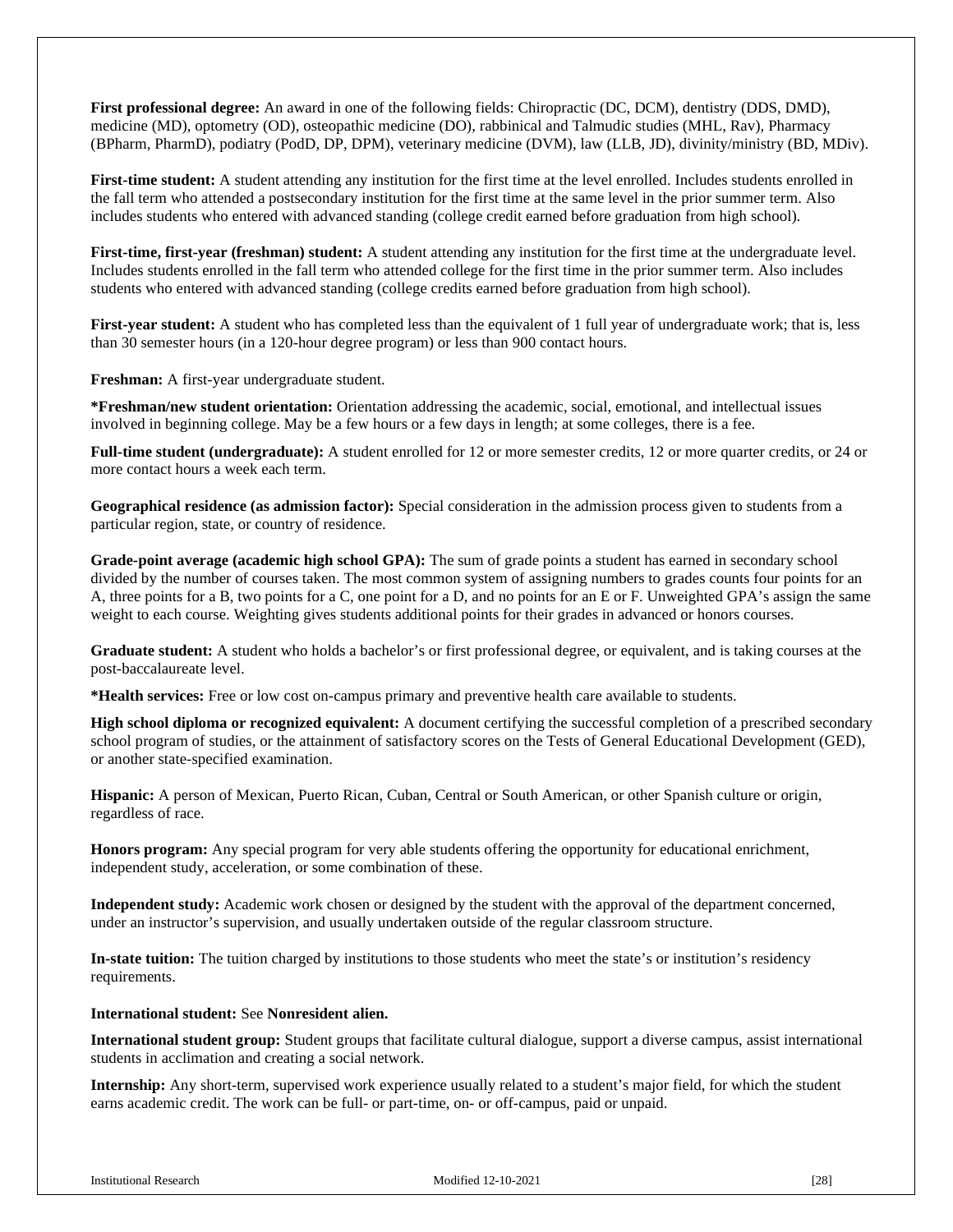**First professional degree:** An award in one of the following fields: Chiropractic (DC, DCM), dentistry (DDS, DMD), medicine (MD), optometry (OD), osteopathic medicine (DO), rabbinical and Talmudic studies (MHL, Rav), Pharmacy (BPharm, PharmD), podiatry (PodD, DP, DPM), veterinary medicine (DVM), law (LLB, JD), divinity/ministry (BD, MDiv).

**First-time student:** A student attending any institution for the first time at the level enrolled. Includes students enrolled in the fall term who attended a postsecondary institution for the first time at the same level in the prior summer term. Also includes students who entered with advanced standing (college credit earned before graduation from high school).

**First-time, first-year (freshman) student:** A student attending any institution for the first time at the undergraduate level. Includes students enrolled in the fall term who attended college for the first time in the prior summer term. Also includes students who entered with advanced standing (college credits earned before graduation from high school).

**First-year student:** A student who has completed less than the equivalent of 1 full year of undergraduate work; that is, less than 30 semester hours (in a 120-hour degree program) or less than 900 contact hours.

**Freshman:** A first-year undergraduate student.

**\*Freshman/new student orientation:** Orientation addressing the academic, social, emotional, and intellectual issues involved in beginning college. May be a few hours or a few days in length; at some colleges, there is a fee.

**Full-time student (undergraduate):** A student enrolled for 12 or more semester credits, 12 or more quarter credits, or 24 or more contact hours a week each term.

**Geographical residence (as admission factor):** Special consideration in the admission process given to students from a particular region, state, or country of residence.

**Grade-point average (academic high school GPA):** The sum of grade points a student has earned in secondary school divided by the number of courses taken. The most common system of assigning numbers to grades counts four points for an A, three points for a B, two points for a C, one point for a D, and no points for an E or F. Unweighted GPA's assign the same weight to each course. Weighting gives students additional points for their grades in advanced or honors courses.

**Graduate student:** A student who holds a bachelor's or first professional degree, or equivalent, and is taking courses at the post-baccalaureate level.

**\*Health services:** Free or low cost on-campus primary and preventive health care available to students.

**High school diploma or recognized equivalent:** A document certifying the successful completion of a prescribed secondary school program of studies, or the attainment of satisfactory scores on the Tests of General Educational Development (GED), or another state-specified examination.

**Hispanic:** A person of Mexican, Puerto Rican, Cuban, Central or South American, or other Spanish culture or origin, regardless of race.

**Honors program:** Any special program for very able students offering the opportunity for educational enrichment, independent study, acceleration, or some combination of these.

**Independent study:** Academic work chosen or designed by the student with the approval of the department concerned, under an instructor's supervision, and usually undertaken outside of the regular classroom structure.

**In-state tuition:** The tuition charged by institutions to those students who meet the state's or institution's residency requirements.

**International student:** See **Nonresident alien.**

**International student group:** Student groups that facilitate cultural dialogue, support a diverse campus, assist international students in acclimation and creating a social network.

**Internship:** Any short-term, supervised work experience usually related to a student's major field, for which the student earns academic credit. The work can be full- or part-time, on- or off-campus, paid or unpaid.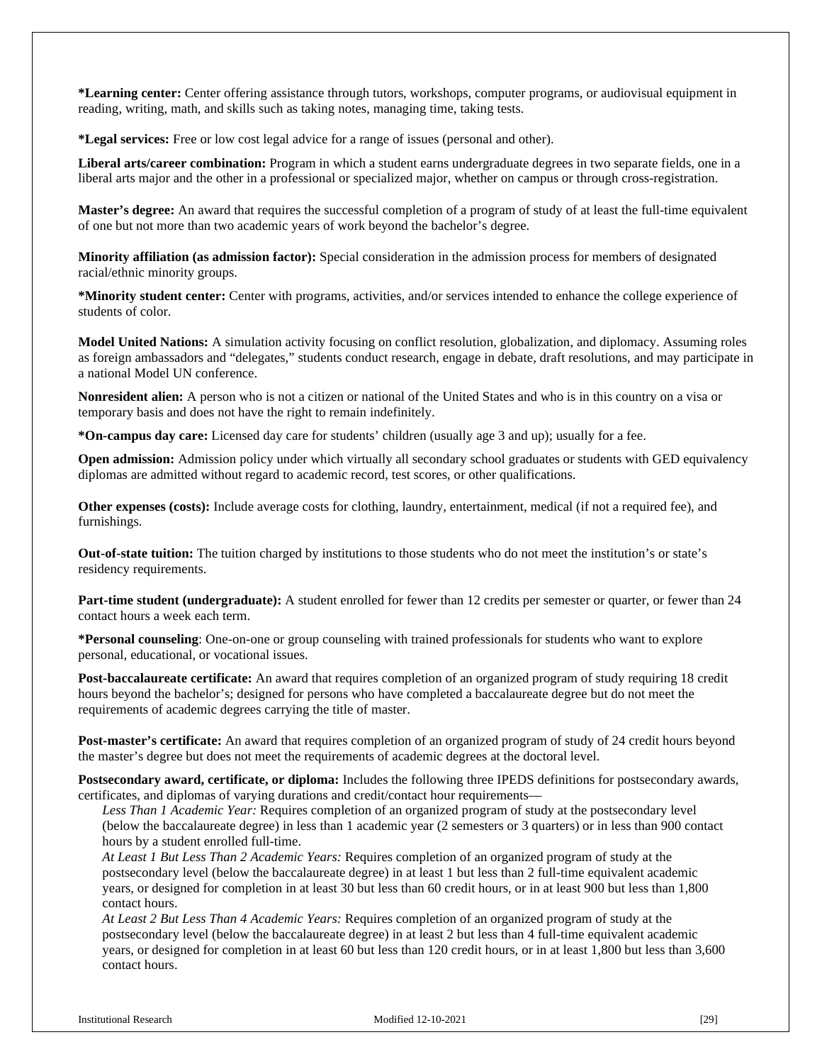**\*Learning center:** Center offering assistance through tutors, workshops, computer programs, or audiovisual equipment in reading, writing, math, and skills such as taking notes, managing time, taking tests.

**\*Legal services:** Free or low cost legal advice for a range of issues (personal and other).

**Liberal arts/career combination:** Program in which a student earns undergraduate degrees in two separate fields, one in a liberal arts major and the other in a professional or specialized major, whether on campus or through cross-registration.

**Master's degree:** An award that requires the successful completion of a program of study of at least the full-time equivalent of one but not more than two academic years of work beyond the bachelor's degree.

**Minority affiliation (as admission factor):** Special consideration in the admission process for members of designated racial/ethnic minority groups.

**\*Minority student center:** Center with programs, activities, and/or services intended to enhance the college experience of students of color.

**Model United Nations:** A simulation activity focusing on conflict resolution, globalization, and diplomacy. Assuming roles as foreign ambassadors and "delegates," students conduct research, engage in debate, draft resolutions, and may participate in a national Model UN conference.

**Nonresident alien:** A person who is not a citizen or national of the United States and who is in this country on a visa or temporary basis and does not have the right to remain indefinitely.

**\*On-campus day care:** Licensed day care for students' children (usually age 3 and up); usually for a fee.

**Open admission:** Admission policy under which virtually all secondary school graduates or students with GED equivalency diplomas are admitted without regard to academic record, test scores, or other qualifications.

**Other expenses (costs):** Include average costs for clothing, laundry, entertainment, medical (if not a required fee), and furnishings.

**Out-of-state tuition:** The tuition charged by institutions to those students who do not meet the institution's or state's residency requirements.

**Part-time student (undergraduate):** A student enrolled for fewer than 12 credits per semester or quarter, or fewer than 24 contact hours a week each term.

**\*Personal counseling**: One-on-one or group counseling with trained professionals for students who want to explore personal, educational, or vocational issues.

**Post-baccalaureate certificate:** An award that requires completion of an organized program of study requiring 18 credit hours beyond the bachelor's; designed for persons who have completed a baccalaureate degree but do not meet the requirements of academic degrees carrying the title of master.

**Post-master's certificate:** An award that requires completion of an organized program of study of 24 credit hours beyond the master's degree but does not meet the requirements of academic degrees at the doctoral level.

**Postsecondary award, certificate, or diploma:** Includes the following three IPEDS definitions for postsecondary awards, certificates, and diplomas of varying durations and credit/contact hour requirements—

*Less Than 1 Academic Year:* Requires completion of an organized program of study at the postsecondary level (below the baccalaureate degree) in less than 1 academic year (2 semesters or 3 quarters) or in less than 900 contact hours by a student enrolled full-time.

*At Least 1 But Less Than 2 Academic Years:* Requires completion of an organized program of study at the postsecondary level (below the baccalaureate degree) in at least 1 but less than 2 full-time equivalent academic years, or designed for completion in at least 30 but less than 60 credit hours, or in at least 900 but less than 1,800 contact hours.

*At Least 2 But Less Than 4 Academic Years:* Requires completion of an organized program of study at the postsecondary level (below the baccalaureate degree) in at least 2 but less than 4 full-time equivalent academic years, or designed for completion in at least 60 but less than 120 credit hours, or in at least 1,800 but less than 3,600 contact hours.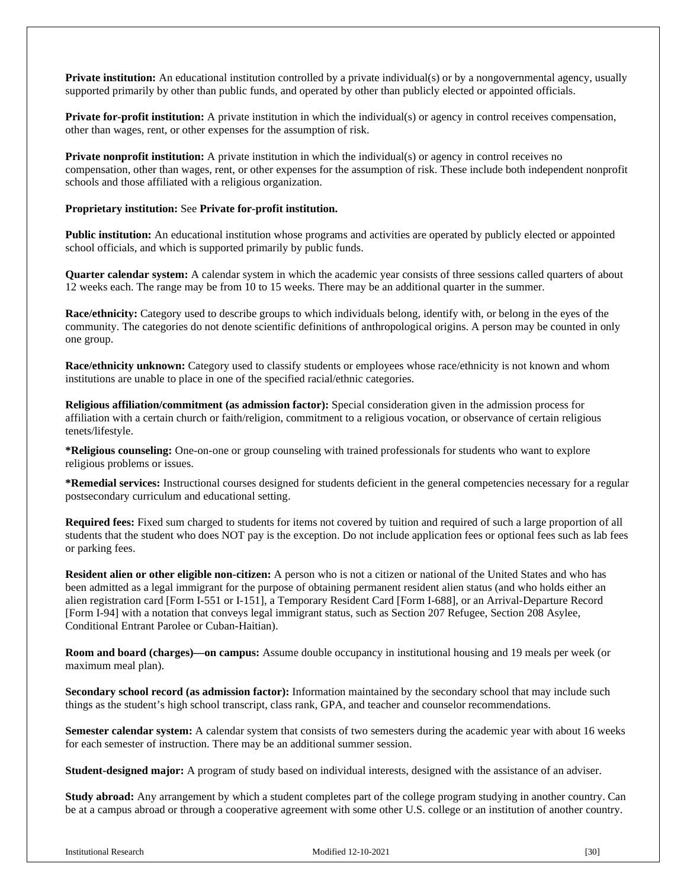**Private institution:** An educational institution controlled by a private individual(s) or by a nongovernmental agency, usually supported primarily by other than public funds, and operated by other than publicly elected or appointed officials.

**Private for-profit institution:** A private institution in which the individual(s) or agency in control receives compensation, other than wages, rent, or other expenses for the assumption of risk.

**Private nonprofit institution:** A private institution in which the individual(s) or agency in control receives no compensation, other than wages, rent, or other expenses for the assumption of risk. These include both independent nonprofit schools and those affiliated with a religious organization.

**Proprietary institution:** See **Private for-profit institution.**

**Public institution:** An educational institution whose programs and activities are operated by publicly elected or appointed school officials, and which is supported primarily by public funds.

**Quarter calendar system:** A calendar system in which the academic year consists of three sessions called quarters of about 12 weeks each. The range may be from 10 to 15 weeks. There may be an additional quarter in the summer.

**Race/ethnicity:** Category used to describe groups to which individuals belong, identify with, or belong in the eyes of the community. The categories do not denote scientific definitions of anthropological origins. A person may be counted in only one group.

**Race/ethnicity unknown:** Category used to classify students or employees whose race/ethnicity is not known and whom institutions are unable to place in one of the specified racial/ethnic categories.

**Religious affiliation/commitment (as admission factor):** Special consideration given in the admission process for affiliation with a certain church or faith/religion, commitment to a religious vocation, or observance of certain religious tenets/lifestyle.

**\*Religious counseling:** One-on-one or group counseling with trained professionals for students who want to explore religious problems or issues.

**\*Remedial services:** Instructional courses designed for students deficient in the general competencies necessary for a regular postsecondary curriculum and educational setting.

**Required fees:** Fixed sum charged to students for items not covered by tuition and required of such a large proportion of all students that the student who does NOT pay is the exception. Do not include application fees or optional fees such as lab fees or parking fees.

**Resident alien or other eligible non-citizen:** A person who is not a citizen or national of the United States and who has been admitted as a legal immigrant for the purpose of obtaining permanent resident alien status (and who holds either an alien registration card [Form I-551 or I-151], a Temporary Resident Card [Form I-688], or an Arrival-Departure Record [Form I-94] with a notation that conveys legal immigrant status, such as Section 207 Refugee, Section 208 Asylee, Conditional Entrant Parolee or Cuban-Haitian).

**Room and board (charges)—on campus:** Assume double occupancy in institutional housing and 19 meals per week (or maximum meal plan).

**Secondary school record (as admission factor):** Information maintained by the secondary school that may include such things as the student's high school transcript, class rank, GPA, and teacher and counselor recommendations.

**Semester calendar system:** A calendar system that consists of two semesters during the academic year with about 16 weeks for each semester of instruction. There may be an additional summer session.

**Student-designed major:** A program of study based on individual interests, designed with the assistance of an adviser.

**Study abroad:** Any arrangement by which a student completes part of the college program studying in another country. Can be at a campus abroad or through a cooperative agreement with some other U.S. college or an institution of another country.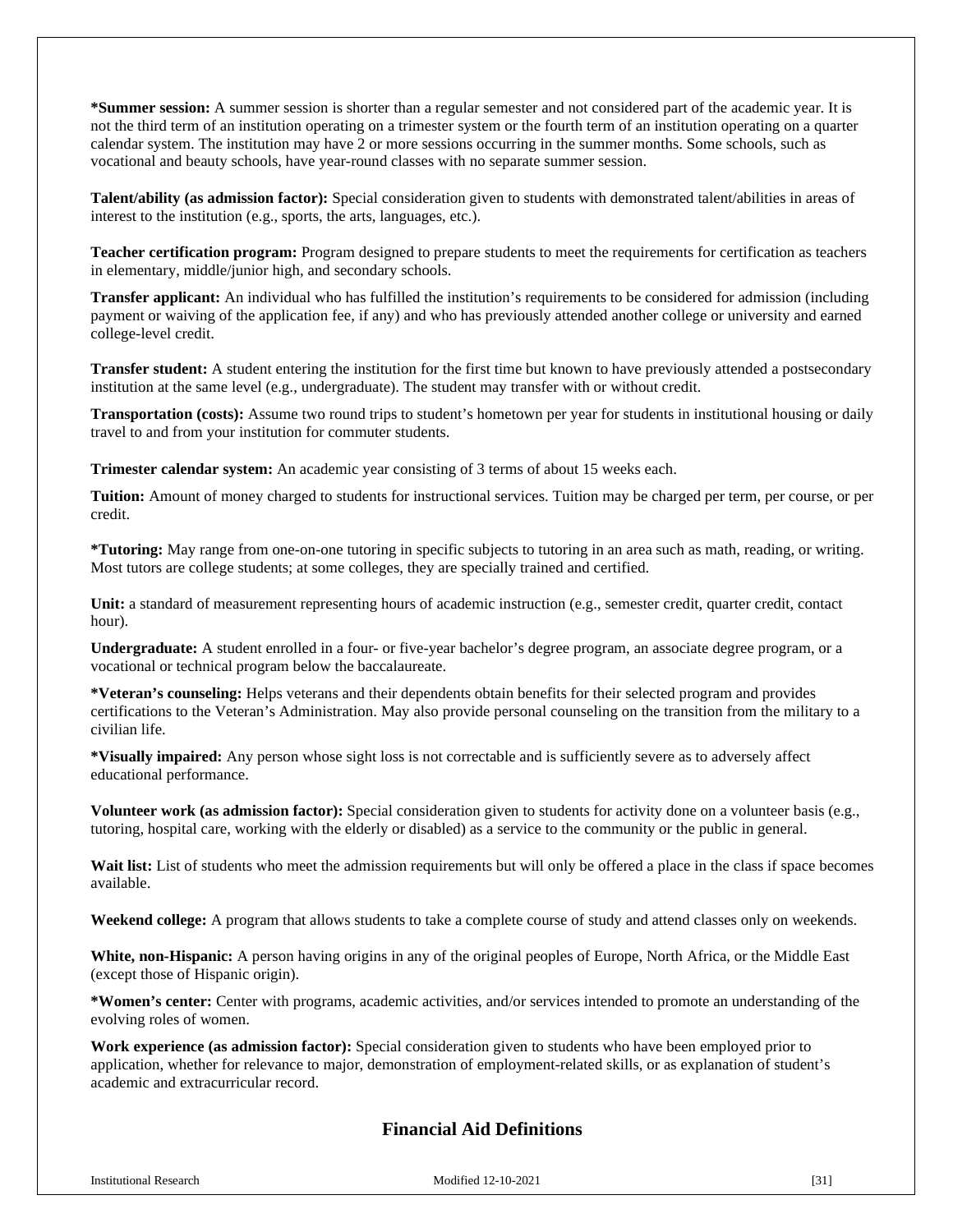**\*Summer session:** A summer session is shorter than a regular semester and not considered part of the academic year. It is not the third term of an institution operating on a trimester system or the fourth term of an institution operating on a quarter calendar system. The institution may have 2 or more sessions occurring in the summer months. Some schools, such as vocational and beauty schools, have year-round classes with no separate summer session.

**Talent/ability (as admission factor):** Special consideration given to students with demonstrated talent/abilities in areas of interest to the institution (e.g., sports, the arts, languages, etc.).

**Teacher certification program:** Program designed to prepare students to meet the requirements for certification as teachers in elementary, middle/junior high, and secondary schools.

**Transfer applicant:** An individual who has fulfilled the institution's requirements to be considered for admission (including payment or waiving of the application fee, if any) and who has previously attended another college or university and earned college-level credit.

**Transfer student:** A student entering the institution for the first time but known to have previously attended a postsecondary institution at the same level (e.g., undergraduate). The student may transfer with or without credit.

**Transportation (costs):** Assume two round trips to student's hometown per year for students in institutional housing or daily travel to and from your institution for commuter students.

**Trimester calendar system:** An academic year consisting of 3 terms of about 15 weeks each.

**Tuition:** Amount of money charged to students for instructional services. Tuition may be charged per term, per course, or per credit.

**\*Tutoring:** May range from one-on-one tutoring in specific subjects to tutoring in an area such as math, reading, or writing. Most tutors are college students; at some colleges, they are specially trained and certified.

**Unit:** a standard of measurement representing hours of academic instruction (e.g., semester credit, quarter credit, contact hour).

**Undergraduate:** A student enrolled in a four- or five-year bachelor's degree program, an associate degree program, or a vocational or technical program below the baccalaureate.

**\*Veteran's counseling:** Helps veterans and their dependents obtain benefits for their selected program and provides certifications to the Veteran's Administration. May also provide personal counseling on the transition from the military to a civilian life.

**\*Visually impaired:** Any person whose sight loss is not correctable and is sufficiently severe as to adversely affect educational performance.

**Volunteer work (as admission factor):** Special consideration given to students for activity done on a volunteer basis (e.g., tutoring, hospital care, working with the elderly or disabled) as a service to the community or the public in general.

**Wait list:** List of students who meet the admission requirements but will only be offered a place in the class if space becomes available.

**Weekend college:** A program that allows students to take a complete course of study and attend classes only on weekends.

**White, non-Hispanic:** A person having origins in any of the original peoples of Europe, North Africa, or the Middle East (except those of Hispanic origin).

**\*Women's center:** Center with programs, academic activities, and/or services intended to promote an understanding of the evolving roles of women.

**Work experience (as admission factor):** Special consideration given to students who have been employed prior to application, whether for relevance to major, demonstration of employment-related skills, or as explanation of student's academic and extracurricular record.

## Financial Aid Definitions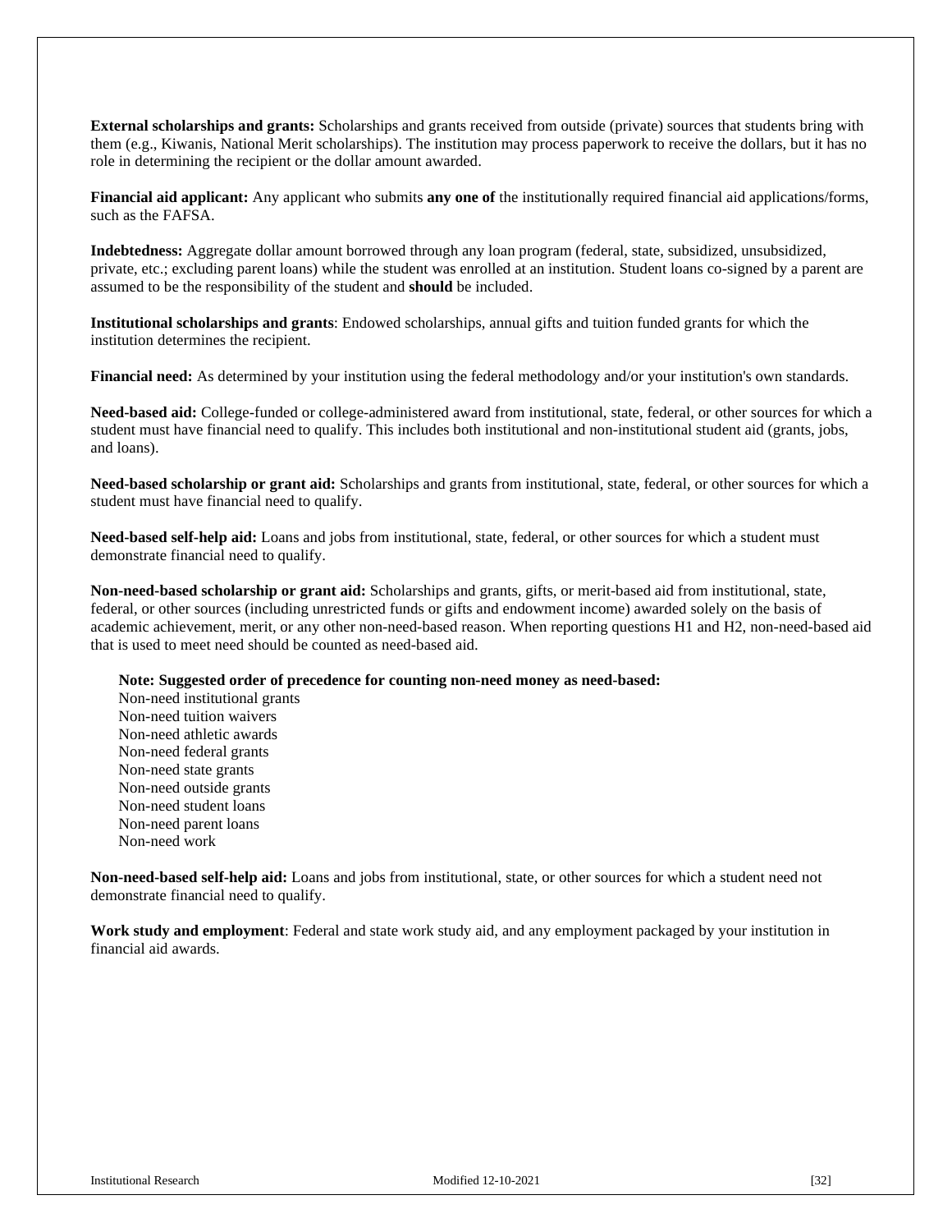**External scholarships and grants:** Scholarships and grants received from outside (private) sources that students bring with them (e.g., Kiwanis, National Merit scholarships). The institution may process paperwork to receive the dollars, but it has no role in determining the recipient or the dollar amount awarded.

**Financial aid applicant:** Any applicant who submits **any one of** the institutionally required financial aid applications/forms, such as the FAFSA.

**Indebtedness:** Aggregate dollar amount borrowed through any loan program (federal, state, subsidized, unsubsidized, private, etc.; excluding parent loans) while the student was enrolled at an institution. Student loans co-signed by a parent are assumed to be the responsibility of the student and **should** be included.

**Institutional scholarships and grants**: Endowed scholarships, annual gifts and tuition funded grants for which the institution determines the recipient.

**Financial need:** As determined by your institution using the federal methodology and/or your institution's own standards.

**Need-based aid:** College-funded or college-administered award from institutional, state, federal, or other sources for which a student must have financial need to qualify. This includes both institutional and non-institutional student aid (grants, jobs, and loans).

**Need-based scholarship or grant aid:** Scholarships and grants from institutional, state, federal, or other sources for which a student must have financial need to qualify.

**Need-based self-help aid:** Loans and jobs from institutional, state, federal, or other sources for which a student must demonstrate financial need to qualify.

**Non-need-based scholarship or grant aid:** Scholarships and grants, gifts, or merit-based aid from institutional, state, federal, or other sources (including unrestricted funds or gifts and endowment income) awarded solely on the basis of academic achievement, merit, or any other non-need-based reason. When reporting questions H1 and H2, non-need-based aid that is used to meet need should be counted as need-based aid.

**Note: Suggested order of precedence for counting non-need money as need-based:**
Non-need institutional grants
Non-need tuition waivers
Non-need athletic awards
Non-need federal grants
Non-need state grants
Non-need outside grants
Non-need student loans
Non-need parent loans
Non-need work

**Non-need-based self-help aid:** Loans and jobs from institutional, state, or other sources for which a student need not demonstrate financial need to qualify.

**Work study and employment**: Federal and state work study aid, and any employment packaged by your institution in financial aid awards.